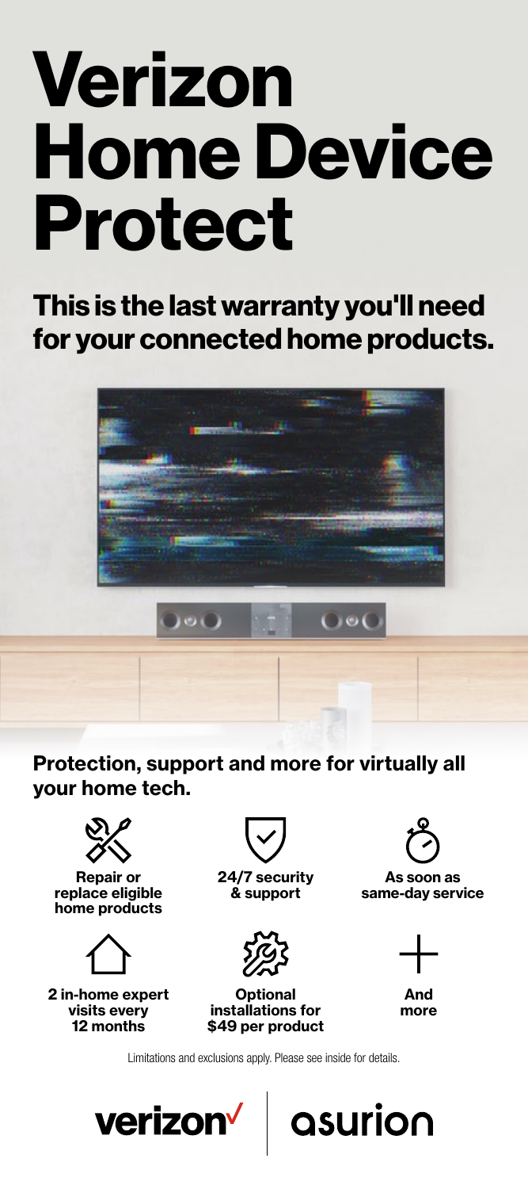# Verizon Home Device Protect

## This is the last warranty you'll need for your connected home products.

### Protection, support and more for virtually all your home tech.

- **Repair or replace eligible home products**
- **24/7 security & support**
- **As soon as same-day service**
- **2 in-home expert visits every 12 months**
- **Optional installations for $49 per product**
- **And more**

Limitations and exclusions apply. Please see inside for details.

verizon | asurion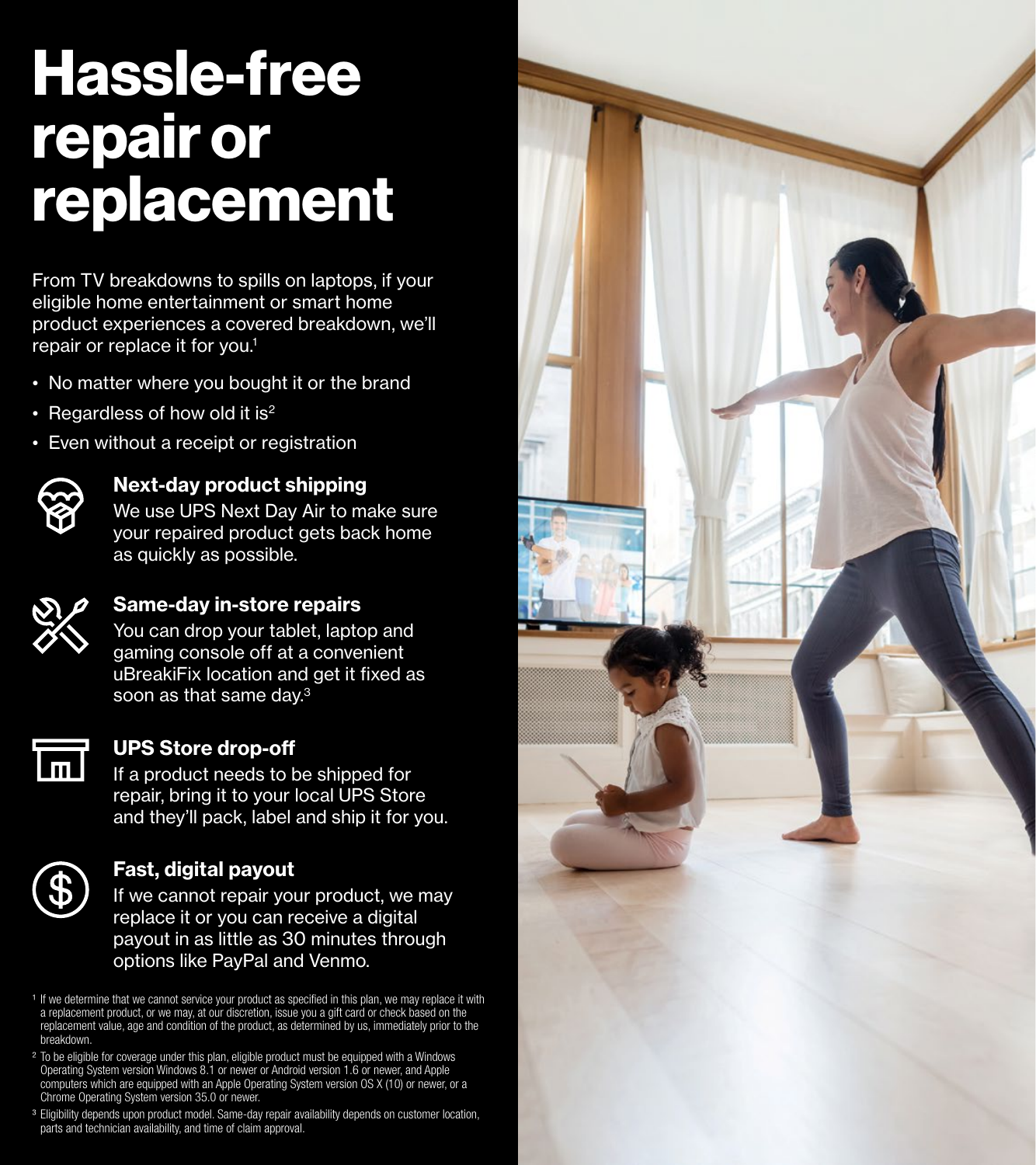# Hassle-free repair or replacement

From TV breakdowns to spills on laptops, if your eligible home entertainment or smart home product experiences a covered breakdown, we'll repair or replace it for you.[1]

- No matter where you bought it or the brand
- Regardless of how old it is[2]
- Even without a receipt or registration

### Next-day product shipping

We use UPS Next Day Air to make sure your repaired product gets back home as quickly as possible.

### Same-day in-store repairs

You can drop your tablet, laptop and gaming console off at a convenient uBreakiFix location and get it fixed as soon as that same day.[3]

### UPS Store drop-off

If a product needs to be shipped for repair, bring it to your local UPS Store and they'll pack, label and ship it for you.

### Fast, digital payout

If we cannot repair your product, we may replace it or you can receive a digital payout in as little as 30 minutes through options like PayPal and Venmo.

[1] If we determine that we cannot service your product as specified in this plan, we may replace it with a replacement product, or we may, at our discretion, issue you a gift card or check based on the replacement value, age and condition of the product, as determined by us, immediately prior to the breakdown.

[2] To be eligible for coverage under this plan, eligible product must be equipped with a Windows Operating System version Windows 8.1 or newer or Android version 1.6 or newer, and Apple computers which are equipped with an Apple Operating System version OS X (10) or newer, or a Chrome Operating System version 35.0 or newer.

[3] Eligibility depends upon product model. Same-day repair availability depends on customer location, parts and technician availability, and time of claim approval.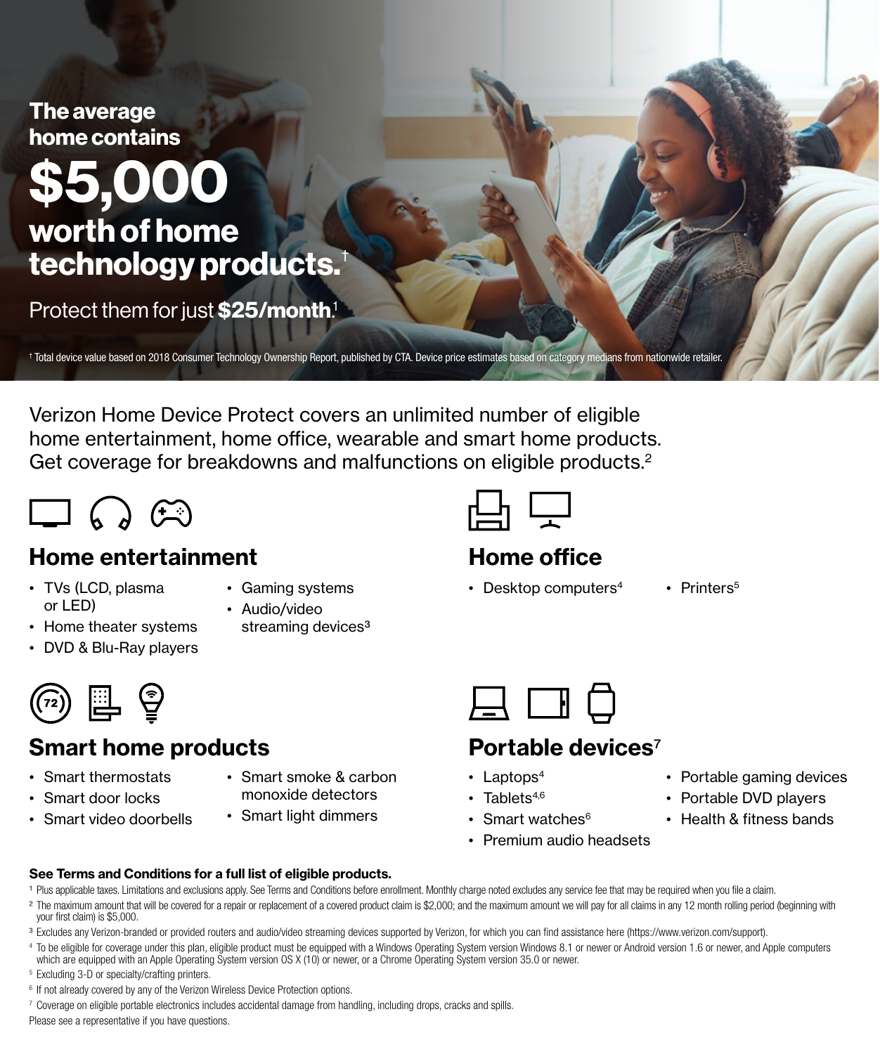# The average home contains $5,000 worth of home technology products.[†]

Protect them for just **$25/month**.[1]

[†] Total device value based on 2018 Consumer Technology Ownership Report, published by CTA. Device price estimates based on category medians from nationwide retailer.

Verizon Home Device Protect covers an unlimited number of eligible home entertainment, home office, wearable and smart home products. Get coverage for breakdowns and malfunctions on eligible products.[2]

## Home entertainment

- TVs (LCD, plasma or LED)
- Home theater systems
- DVD & Blu-Ray players
- Gaming systems
- Audio/video streaming devices[3]

## Home office

- Desktop computers[4]
- Printers[5]

## Smart home products

- Smart thermostats
- Smart door locks
- Smart video doorbells
- Smart smoke & carbon monoxide detectors
- Smart light dimmers

## Portable devices[7]

- Laptops[4]
- Tablets[4,6]
- Smart watches[6]
- Premium audio headsets
- Portable gaming devices
- Portable DVD players
- Health & fitness bands

**See Terms and Conditions for a full list of eligible products.**

[1] Plus applicable taxes. Limitations and exclusions apply. See Terms and Conditions before enrollment. Monthly charge noted excludes any service fee that may be required when you file a claim.

[2] The maximum amount that will be covered for a repair or replacement of a covered product claim is $2,000; and the maximum amount we will pay for all claims in any 12 month rolling period (beginning with your first claim) is $5,000.

[3] Excludes any Verizon-branded or provided routers and audio/video streaming devices supported by Verizon, for which you can find assistance here (https://www.verizon.com/support).

[4] To be eligible for coverage under this plan, eligible product must be equipped with a Windows Operating System version Windows 8.1 or newer or Android version 1.6 or newer, and Apple computers which are equipped with an Apple Operating System version OS X (10) or newer, or a Chrome Operating System version 35.0 or newer.

[5] Excluding 3-D or specialty/crafting printers.

[6] If not already covered by any of the Verizon Wireless Device Protection options.

[7] Coverage on eligible portable electronics includes accidental damage from handling, including drops, cracks and spills.

Please see a representative if you have questions.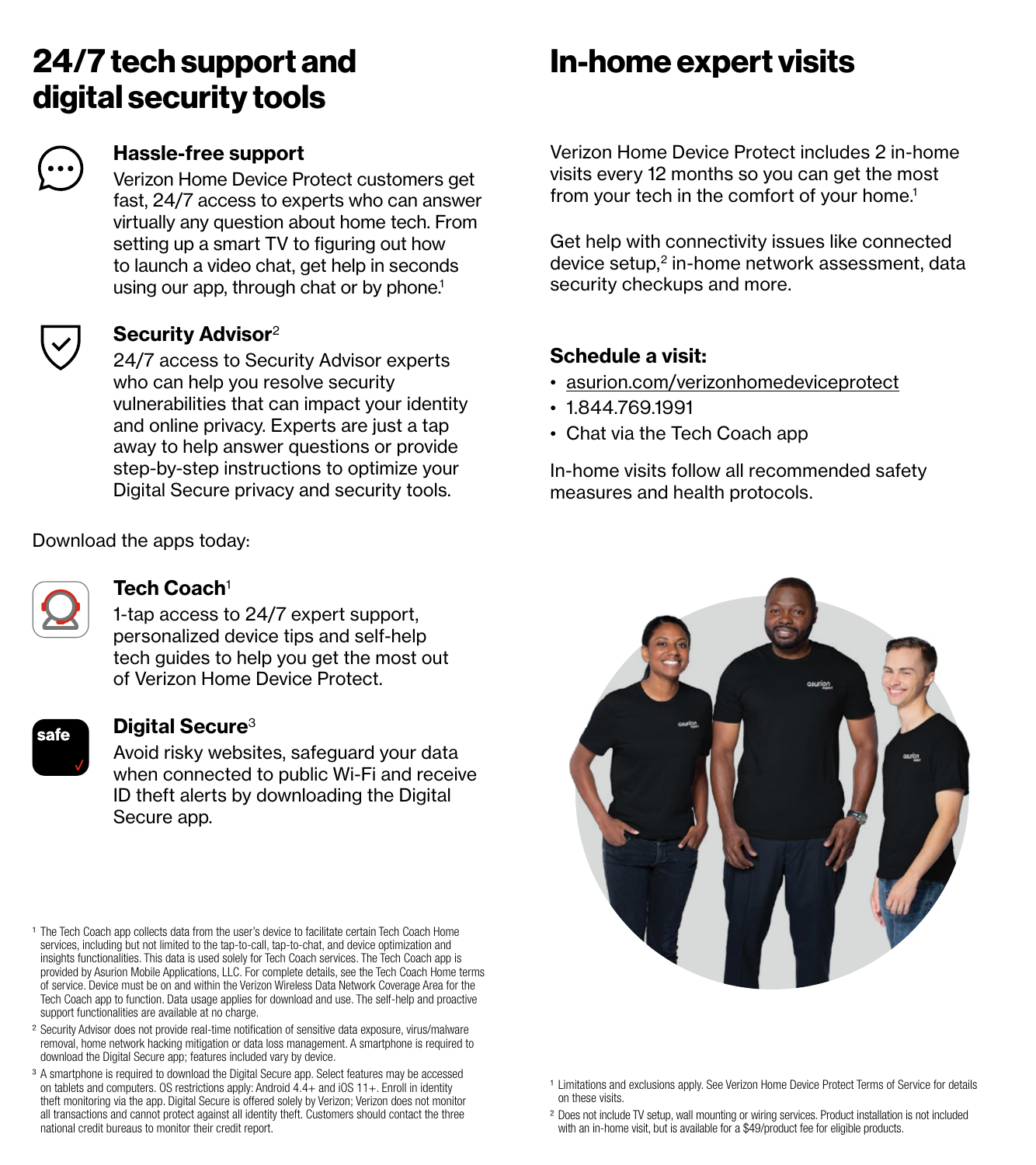## 24/7 tech support and digital security tools

### Hassle-free support

Verizon Home Device Protect customers get fast, 24/7 access to experts who can answer virtually any question about home tech. From setting up a smart TV to figuring out how to launch a video chat, get help in seconds using our app, through chat or by phone.[1]

### Security Advisor[2]

24/7 access to Security Advisor experts who can help you resolve security vulnerabilities that can impact your identity and online privacy. Experts are just a tap away to help answer questions or provide step-by-step instructions to optimize your Digital Secure privacy and security tools.

Download the apps today:

### Tech Coach[1]

1-tap access to 24/7 expert support, personalized device tips and self-help tech guides to help you get the most out of Verizon Home Device Protect.

### Digital Secure[3]

Avoid risky websites, safeguard your data when connected to public Wi-Fi and receive ID theft alerts by downloading the Digital Secure app.

[1] The Tech Coach app collects data from the user's device to facilitate certain Tech Coach Home services, including but not limited to the tap-to-call, tap-to-chat, and device optimization and insights functionalities. This data is used solely for Tech Coach services. The Tech Coach app is provided by Asurion Mobile Applications, LLC. For complete details, see the Tech Coach Home terms of service. Device must be on and within the Verizon Wireless Data Network Coverage Area for the Tech Coach app to function. Data usage applies for download and use. The self-help and proactive support functionalities are available at no charge.

[2] Security Advisor does not provide real-time notification of sensitive data exposure, virus/malware removal, home network hacking mitigation or data loss management. A smartphone is required to download the Digital Secure app; features included vary by device.

[3] A smartphone is required to download the Digital Secure app. Select features may be accessed on tablets and computers. OS restrictions apply: Android 4.4+ and iOS 11+. Enroll in identity theft monitoring via the app. Digital Secure is offered solely by Verizon; Verizon does not monitor all transactions and cannot protect against all identity theft. Customers should contact the three national credit bureaus to monitor their credit report.

## In-home expert visits

Verizon Home Device Protect includes 2 in-home visits every 12 months so you can get the most from your tech in the comfort of your home.[1]

Get help with connectivity issues like connected device setup,[2] in-home network assessment, data security checkups and more.

### Schedule a visit:

- asurion.com/verizonhomedeviceprotect
- 1.844.769.1991
- Chat via the Tech Coach app

In-home visits follow all recommended safety measures and health protocols.

[1] Limitations and exclusions apply. See Verizon Home Device Protect Terms of Service for details on these visits.

[2] Does not include TV setup, wall mounting or wiring services. Product installation is not included with an in-home visit, but is available for a $49/product fee for eligible products.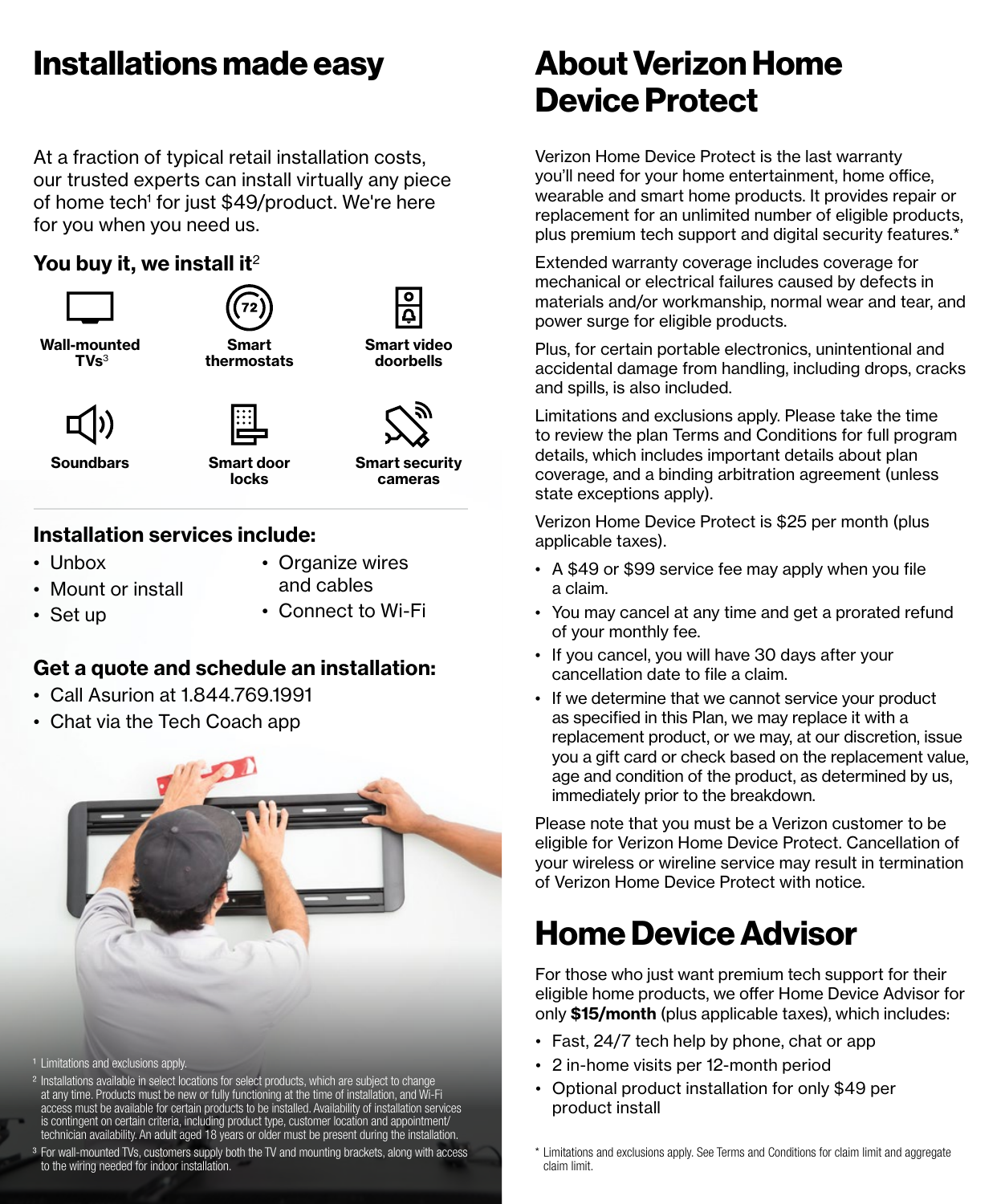# Installations made easy

At a fraction of typical retail installation costs, our trusted experts can install virtually any piece of home tech[1] for just $49/product. We're here for you when you need us.

## You buy it, we install it[2]

- **Wall-mounted TVs**[3]
- **Smart thermostats**
- **Smart video doorbells**
- **Soundbars**
- **Smart door locks**
- **Smart security cameras**

## Installation services include:

- Unbox
- Mount or install
- Set up
- Organize wires and cables
- Connect to Wi-Fi

## Get a quote and schedule an installation:

- Call Asurion at 1.844.769.1991
- Chat via the Tech Coach app

[1] Limitations and exclusions apply.

[2] Installations available in select locations for select products, which are subject to change at any time. Products must be new or fully functioning at the time of installation, and Wi-Fi access must be available for certain products to be installed. Availability of installation services is contingent on certain criteria, including product type, customer location and appointment/technician availability. An adult aged 18 years or older must be present during the installation.

[3] For wall-mounted TVs, customers supply both the TV and mounting brackets, along with access to the wiring needed for indoor installation.

# About Verizon Home Device Protect

Verizon Home Device Protect is the last warranty you'll need for your home entertainment, home office, wearable and smart home products. It provides repair or replacement for an unlimited number of eligible products, plus premium tech support and digital security features.*

Extended warranty coverage includes coverage for mechanical or electrical failures caused by defects in materials and/or workmanship, normal wear and tear, and power surge for eligible products.

Plus, for certain portable electronics, unintentional and accidental damage from handling, including drops, cracks and spills, is also included.

Limitations and exclusions apply. Please take the time to review the plan Terms and Conditions for full program details, which includes important details about plan coverage, and a binding arbitration agreement (unless state exceptions apply).

Verizon Home Device Protect is $25 per month (plus applicable taxes).

- A $49 or $99 service fee may apply when you file a claim.
- You may cancel at any time and get a prorated refund of your monthly fee.
- If you cancel, you will have 30 days after your cancellation date to file a claim.
- If we determine that we cannot service your product as specified in this Plan, we may replace it with a replacement product, or we may, at our discretion, issue you a gift card or check based on the replacement value, age and condition of the product, as determined by us, immediately prior to the breakdown.

Please note that you must be a Verizon customer to be eligible for Verizon Home Device Protect. Cancellation of your wireless or wireline service may result in termination of Verizon Home Device Protect with notice.

# Home Device Advisor

For those who just want premium tech support for their eligible home products, we offer Home Device Advisor for only **$15/month** (plus applicable taxes), which includes:

- Fast, 24/7 tech help by phone, chat or app
- 2 in-home visits per 12-month period
- Optional product installation for only $49 per product install

* Limitations and exclusions apply. See Terms and Conditions for claim limit and aggregate claim limit.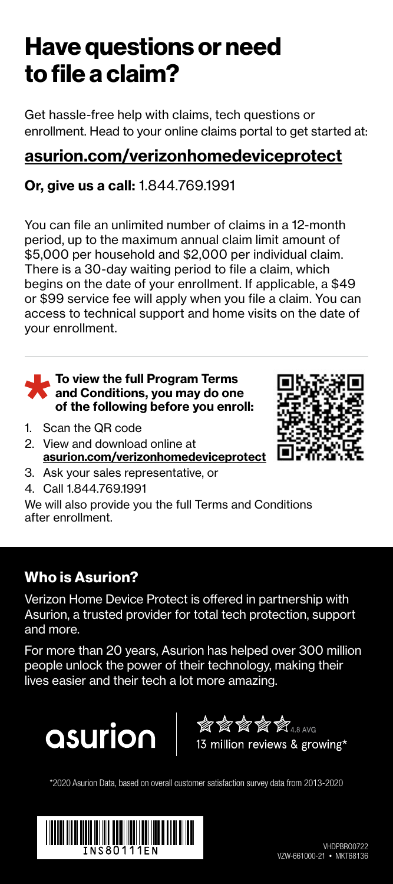# Have questions or need to file a claim?

Get hassle-free help with claims, tech questions or enrollment. Head to your online claims portal to get started at:

## asurion.com/verizonhomedeviceprotect

**Or, give us a call:** 1.844.769.1991

You can file an unlimited number of claims in a 12-month period, up to the maximum annual claim limit amount of $5,000 per household and $2,000 per individual claim. There is a 30-day waiting period to file a claim, which begins on the date of your enrollment. If applicable, a $49 or $99 service fee will apply when you file a claim. You can access to technical support and home visits on the date of your enrollment.

**To view the full Program Terms and Conditions, you may do one of the following before you enroll:**

1. Scan the QR code
2. View and download online at **asurion.com/verizonhomedeviceprotect**
3. Ask your sales representative, or
4. Call 1.844.769.1991

We will also provide you the full Terms and Conditions after enrollment.

## Who is Asurion?

Verizon Home Device Protect is offered in partnership with Asurion, a trusted provider for total tech protection, support and more.

For more than 20 years, Asurion has helped over 300 million people unlock the power of their technology, making their lives easier and their tech a lot more amazing.

asurion

4.8 AVG
13 million reviews & growing*

*2020 Asurion Data, based on overall customer satisfaction survey data from 2013-2020

INS80111EN

VHDPBRO0722
VZW-661000-21 • MKT68136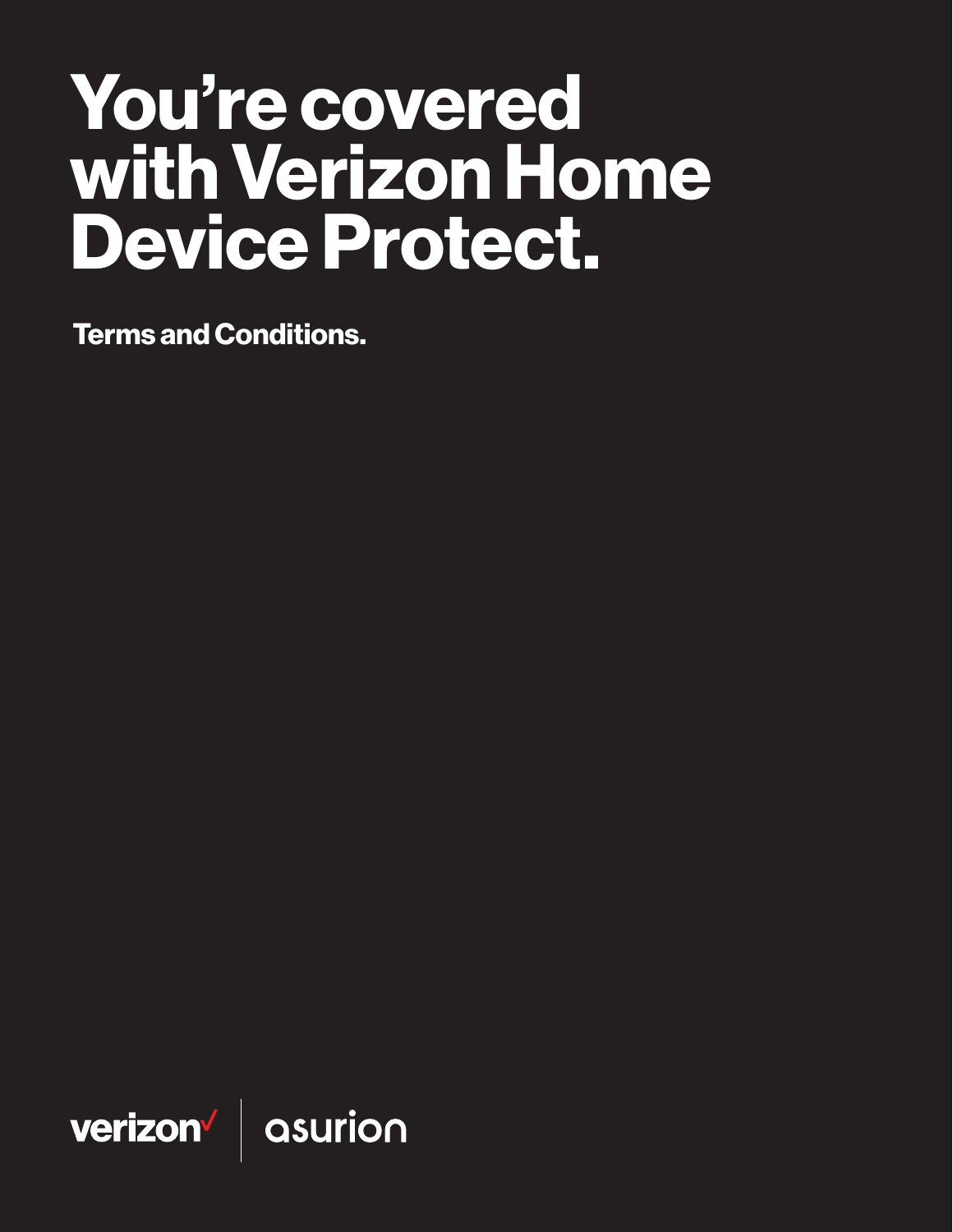# You're covered with Verizon Home Device Protect.

**Terms and Conditions.**

verizon | asurion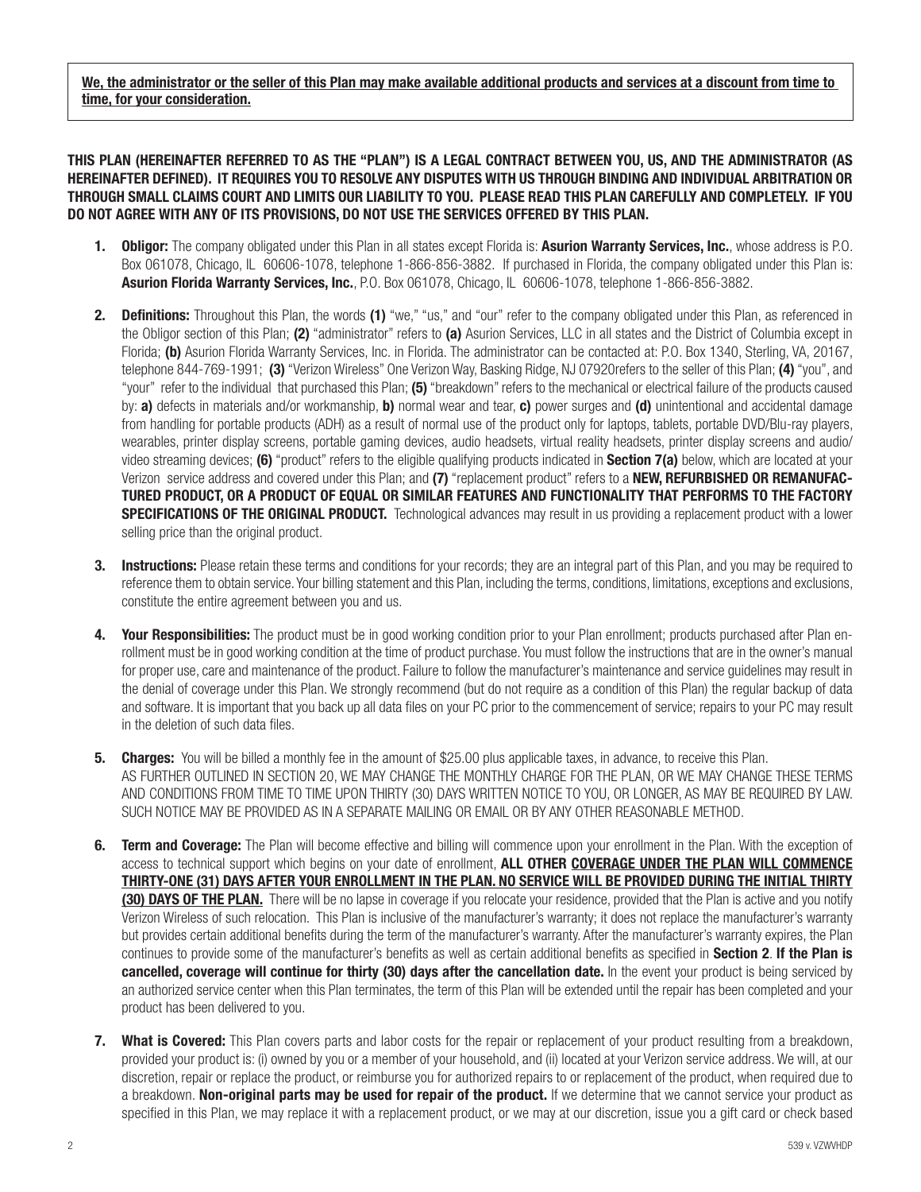**<u>We, the administrator or the seller of this Plan may make available additional products and services at a discount from time to time, for your consideration.</u>**

**THIS PLAN (HEREINAFTER REFERRED TO AS THE "PLAN") IS A LEGAL CONTRACT BETWEEN YOU, US, AND THE ADMINISTRATOR (AS HEREINAFTER DEFINED). IT REQUIRES YOU TO RESOLVE ANY DISPUTES WITH US THROUGH BINDING AND INDIVIDUAL ARBITRATION OR THROUGH SMALL CLAIMS COURT AND LIMITS OUR LIABILITY TO YOU. PLEASE READ THIS PLAN CAREFULLY AND COMPLETELY. IF YOU DO NOT AGREE WITH ANY OF ITS PROVISIONS, DO NOT USE THE SERVICES OFFERED BY THIS PLAN.**

1. **Obligor:** The company obligated under this Plan in all states except Florida is: **Asurion Warranty Services, Inc.**, whose address is P.O. Box 061078, Chicago, IL 60606-1078, telephone 1-866-856-3882. If purchased in Florida, the company obligated under this Plan is: **Asurion Florida Warranty Services, Inc.**, P.O. Box 061078, Chicago, IL 60606-1078, telephone 1-866-856-3882.

2. **Definitions:** Throughout this Plan, the words **(1)** "we," "us," and "our" refer to the company obligated under this Plan, as referenced in the Obligor section of this Plan; **(2)** "administrator" refers to **(a)** Asurion Services, LLC in all states and the District of Columbia except in Florida; **(b)** Asurion Florida Warranty Services, Inc. in Florida. The administrator can be contacted at: P.O. Box 1340, Sterling, VA, 20167, telephone 844-769-1991; **(3)** "Verizon Wireless" One Verizon Way, Basking Ridge, NJ 07920refers to the seller of this Plan; **(4)** "you", and "your" refer to the individual that purchased this Plan; **(5)** "breakdown" refers to the mechanical or electrical failure of the products caused by: **a)** defects in materials and/or workmanship, **b)** normal wear and tear, **c)** power surges and **(d)** unintentional and accidental damage from handling for portable products (ADH) as a result of normal use of the product only for laptops, tablets, portable DVD/Blu-ray players, wearables, printer display screens, portable gaming devices, audio headsets, virtual reality headsets, printer display screens and audio/video streaming devices; **(6)** "product" refers to the eligible qualifying products indicated in **Section 7(a)** below, which are located at your Verizon service address and covered under this Plan; and **(7)** "replacement product" refers to a **NEW, REFURBISHED OR REMANUFACTURED PRODUCT, OR A PRODUCT OF EQUAL OR SIMILAR FEATURES AND FUNCTIONALITY THAT PERFORMS TO THE FACTORY SPECIFICATIONS OF THE ORIGINAL PRODUCT.** Technological advances may result in us providing a replacement product with a lower selling price than the original product.

3. **Instructions:** Please retain these terms and conditions for your records; they are an integral part of this Plan, and you may be required to reference them to obtain service. Your billing statement and this Plan, including the terms, conditions, limitations, exceptions and exclusions, constitute the entire agreement between you and us.

4. **Your Responsibilities:** The product must be in good working condition prior to your Plan enrollment; products purchased after Plan enrollment must be in good working condition at the time of product purchase. You must follow the instructions that are in the owner's manual for proper use, care and maintenance of the product. Failure to follow the manufacturer's maintenance and service guidelines may result in the denial of coverage under this Plan. We strongly recommend (but do not require as a condition of this Plan) the regular backup of data and software. It is important that you back up all data files on your PC prior to the commencement of service; repairs to your PC may result in the deletion of such data files.

5. **Charges:** You will be billed a monthly fee in the amount of $25.00 plus applicable taxes, in advance, to receive this Plan.
AS FURTHER OUTLINED IN SECTION 20, WE MAY CHANGE THE MONTHLY CHARGE FOR THE PLAN, OR WE MAY CHANGE THESE TERMS AND CONDITIONS FROM TIME TO TIME UPON THIRTY (30) DAYS WRITTEN NOTICE TO YOU, OR LONGER, AS MAY BE REQUIRED BY LAW. SUCH NOTICE MAY BE PROVIDED AS IN A SEPARATE MAILING OR EMAIL OR BY ANY OTHER REASONABLE METHOD.

6. **Term and Coverage:** The Plan will become effective and billing will commence upon your enrollment in the Plan. With the exception of access to technical support which begins on your date of enrollment, **ALL OTHER <u>COVERAGE UNDER THE PLAN WILL COMMENCE THIRTY-ONE (31) DAYS AFTER YOUR ENROLLMENT IN THE PLAN. NO SERVICE WILL BE PROVIDED DURING THE INITIAL THIRTY (30) DAYS OF THE PLAN.</u>** There will be no lapse in coverage if you relocate your residence, provided that the Plan is active and you notify Verizon Wireless of such relocation. This Plan is inclusive of the manufacturer's warranty; it does not replace the manufacturer's warranty but provides certain additional benefits during the term of the manufacturer's warranty. After the manufacturer's warranty expires, the Plan continues to provide some of the manufacturer's benefits as well as certain additional benefits as specified in **Section 2**. **If the Plan is cancelled, coverage will continue for thirty (30) days after the cancellation date.** In the event your product is being serviced by an authorized service center when this Plan terminates, the term of this Plan will be extended until the repair has been completed and your product has been delivered to you.

7. **What is Covered:** This Plan covers parts and labor costs for the repair or replacement of your product resulting from a breakdown, provided your product is: (i) owned by you or a member of your household, and (ii) located at your Verizon service address. We will, at our discretion, repair or replace the product, or reimburse you for authorized repairs to or replacement of the product, when required due to a breakdown. **Non-original parts may be used for repair of the product.** If we determine that we cannot service your product as specified in this Plan, we may replace it with a replacement product, or we may at our discretion, issue you a gift card or check based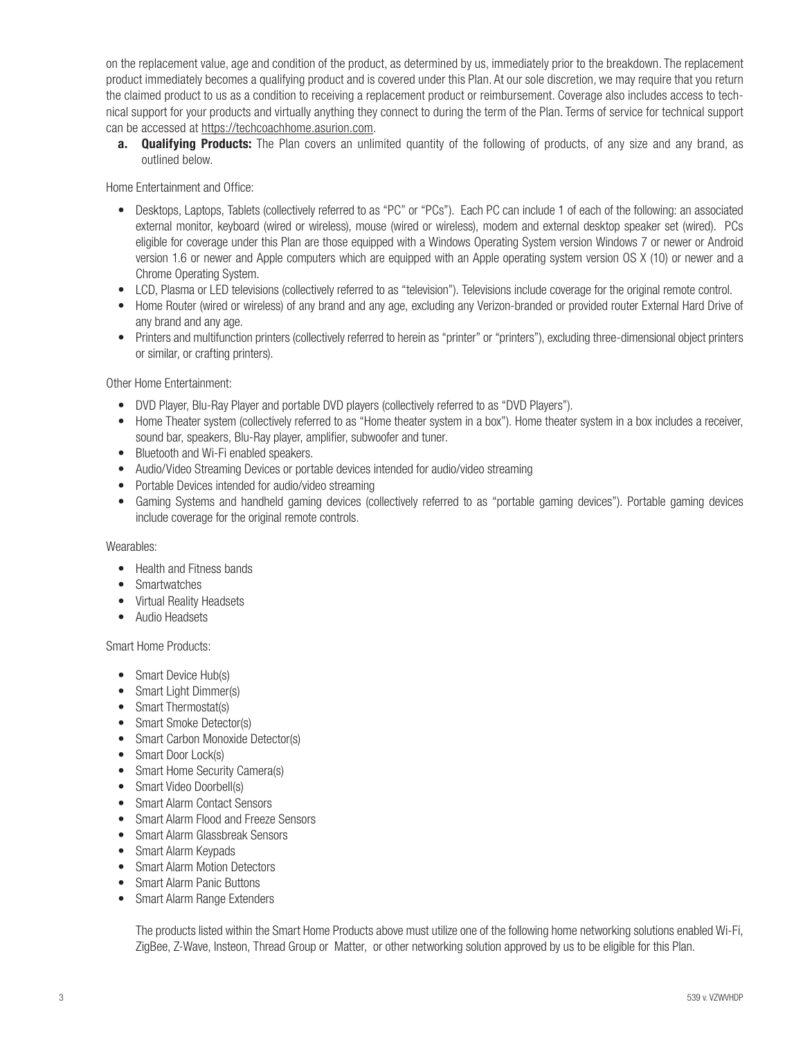on the replacement value, age and condition of the product, as determined by us, immediately prior to the breakdown. The replacement product immediately becomes a qualifying product and is covered under this Plan. At our sole discretion, we may require that you return the claimed product to us as a condition to receiving a replacement product or reimbursement. Coverage also includes access to technical support for your products and virtually anything they connect to during the term of the Plan. Terms of service for technical support can be accessed at https://techcoachhome.asurion.com.

a. **Qualifying Products:** The Plan covers an unlimited quantity of the following of products, of any size and any brand, as outlined below.

Home Entertainment and Office:

- Desktops, Laptops, Tablets (collectively referred to as "PC" or "PCs"). Each PC can include 1 of each of the following: an associated external monitor, keyboard (wired or wireless), mouse (wired or wireless), modem and external desktop speaker set (wired). PCs eligible for coverage under this Plan are those equipped with a Windows Operating System version Windows 7 or newer or Android version 1.6 or newer and Apple computers which are equipped with an Apple operating system version OS X (10) or newer and a Chrome Operating System.
- LCD, Plasma or LED televisions (collectively referred to as "television"). Televisions include coverage for the original remote control.
- Home Router (wired or wireless) of any brand and any age, excluding any Verizon-branded or provided router External Hard Drive of any brand and any age.
- Printers and multifunction printers (collectively referred to herein as "printer" or "printers"), excluding three-dimensional object printers or similar, or crafting printers).

Other Home Entertainment:

- DVD Player, Blu-Ray Player and portable DVD players (collectively referred to as "DVD Players").
- Home Theater system (collectively referred to as "Home theater system in a box"). Home theater system in a box includes a receiver, sound bar, speakers, Blu-Ray player, amplifier, subwoofer and tuner.
- Bluetooth and Wi-Fi enabled speakers.
- Audio/Video Streaming Devices or portable devices intended for audio/video streaming
- Portable Devices intended for audio/video streaming
- Gaming Systems and handheld gaming devices (collectively referred to as "portable gaming devices"). Portable gaming devices include coverage for the original remote controls.

Wearables:

- Health and Fitness bands
- Smartwatches
- Virtual Reality Headsets
- Audio Headsets

Smart Home Products:

- Smart Device Hub(s)
- Smart Light Dimmer(s)
- Smart Thermostat(s)
- Smart Smoke Detector(s)
- Smart Carbon Monoxide Detector(s)
- Smart Door Lock(s)
- Smart Home Security Camera(s)
- Smart Video Doorbell(s)
- Smart Alarm Contact Sensors
- Smart Alarm Flood and Freeze Sensors
- Smart Alarm Glassbreak Sensors
- Smart Alarm Keypads
- Smart Alarm Motion Detectors
- Smart Alarm Panic Buttons
- Smart Alarm Range Extenders

The products listed within the Smart Home Products above must utilize one of the following home networking solutions enabled Wi-Fi, ZigBee, Z-Wave, Insteon, Thread Group or Matter, or other networking solution approved by us to be eligible for this Plan.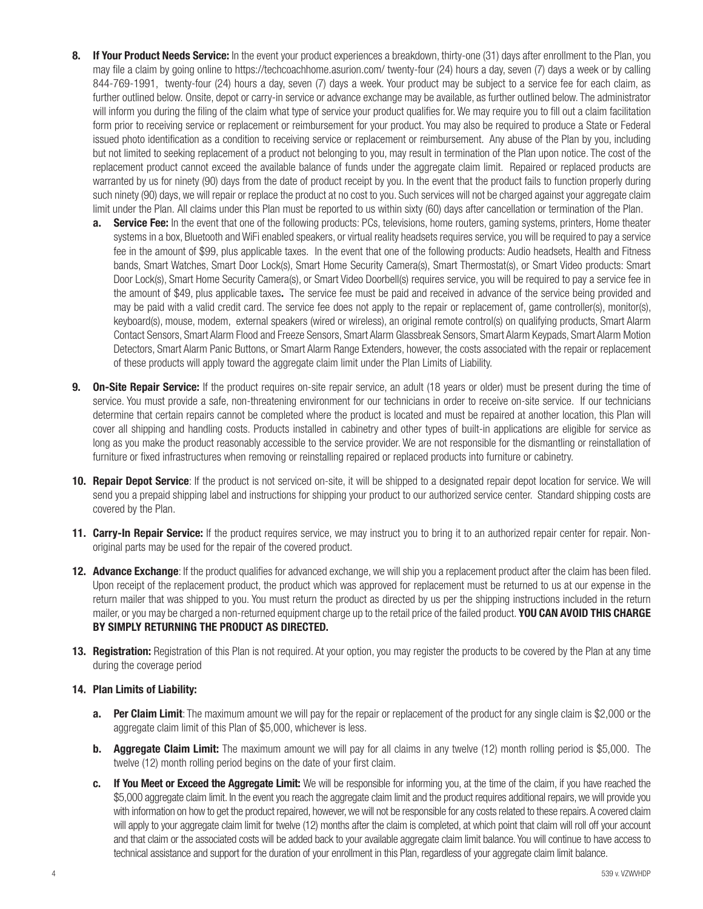8. **If Your Product Needs Service:** In the event your product experiences a breakdown, thirty-one (31) days after enrollment to the Plan, you may file a claim by going online to https://techcoachhome.asurion.com/ twenty-four (24) hours a day, seven (7) days a week or by calling 844-769-1991, twenty-four (24) hours a day, seven (7) days a week. Your product may be subject to a service fee for each claim, as further outlined below. Onsite, depot or carry-in service or advance exchange may be available, as further outlined below. The administrator will inform you during the filing of the claim what type of service your product qualifies for. We may require you to fill out a claim facilitation form prior to receiving service or replacement or reimbursement for your product. You may also be required to produce a State or Federal issued photo identification as a condition to receiving service or replacement or reimbursement. Any abuse of the Plan by you, including but not limited to seeking replacement of a product not belonging to you, may result in termination of the Plan upon notice. The cost of the replacement product cannot exceed the available balance of funds under the aggregate claim limit. Repaired or replaced products are warranted by us for ninety (90) days from the date of product receipt by you. In the event that the product fails to function properly during such ninety (90) days, we will repair or replace the product at no cost to you. Such services will not be charged against your aggregate claim limit under the Plan. All claims under this Plan must be reported to us within sixty (60) days after cancellation or termination of the Plan.
   a. **Service Fee:** In the event that one of the following products: PCs, televisions, home routers, gaming systems, printers, Home theater systems in a box, Bluetooth and WiFi enabled speakers, or virtual reality headsets requires service, you will be required to pay a service fee in the amount of $99, plus applicable taxes. In the event that one of the following products: Audio headsets, Health and Fitness bands, Smart Watches, Smart Door Lock(s), Smart Home Security Camera(s), Smart Thermostat(s), or Smart Video products: Smart Door Lock(s), Smart Home Security Camera(s), or Smart Video Doorbell(s) requires service, you will be required to pay a service fee in the amount of $49, plus applicable taxes**.** The service fee must be paid and received in advance of the service being provided and may be paid with a valid credit card. The service fee does not apply to the repair or replacement of, game controller(s), monitor(s), keyboard(s), mouse, modem, external speakers (wired or wireless), an original remote control(s) on qualifying products, Smart Alarm Contact Sensors, Smart Alarm Flood and Freeze Sensors, Smart Alarm Glassbreak Sensors, Smart Alarm Keypads, Smart Alarm Motion Detectors, Smart Alarm Panic Buttons, or Smart Alarm Range Extenders, however, the costs associated with the repair or replacement of these products will apply toward the aggregate claim limit under the Plan Limits of Liability.

9. **On-Site Repair Service:** If the product requires on-site repair service, an adult (18 years or older) must be present during the time of service. You must provide a safe, non-threatening environment for our technicians in order to receive on-site service. If our technicians determine that certain repairs cannot be completed where the product is located and must be repaired at another location, this Plan will cover all shipping and handling costs. Products installed in cabinetry and other types of built-in applications are eligible for service as long as you make the product reasonably accessible to the service provider. We are not responsible for the dismantling or reinstallation of furniture or fixed infrastructures when removing or reinstalling repaired or replaced products into furniture or cabinetry.

10. **Repair Depot Service**: If the product is not serviced on-site, it will be shipped to a designated repair depot location for service. We will send you a prepaid shipping label and instructions for shipping your product to our authorized service center. Standard shipping costs are covered by the Plan.

11. **Carry-In Repair Service:** If the product requires service, we may instruct you to bring it to an authorized repair center for repair. Non-original parts may be used for the repair of the covered product.

12. **Advance Exchange**: If the product qualifies for advanced exchange, we will ship you a replacement product after the claim has been filed. Upon receipt of the replacement product, the product which was approved for replacement must be returned to us at our expense in the return mailer that was shipped to you. You must return the product as directed by us per the shipping instructions included in the return mailer, or you may be charged a non-returned equipment charge up to the retail price of the failed product. **YOU CAN AVOID THIS CHARGE BY SIMPLY RETURNING THE PRODUCT AS DIRECTED.**

13. **Registration:** Registration of this Plan is not required. At your option, you may register the products to be covered by the Plan at any time during the coverage period

14. **Plan Limits of Liability:**

    a. **Per Claim Limit**: The maximum amount we will pay for the repair or replacement of the product for any single claim is $2,000 or the aggregate claim limit of this Plan of $5,000, whichever is less.

    b. **Aggregate Claim Limit:** The maximum amount we will pay for all claims in any twelve (12) month rolling period is $5,000. The twelve (12) month rolling period begins on the date of your first claim.

    c. **If You Meet or Exceed the Aggregate Limit:** We will be responsible for informing you, at the time of the claim, if you have reached the $5,000 aggregate claim limit. In the event you reach the aggregate claim limit and the product requires additional repairs, we will provide you with information on how to get the product repaired, however, we will not be responsible for any costs related to these repairs. A covered claim will apply to your aggregate claim limit for twelve (12) months after the claim is completed, at which point that claim will roll off your account and that claim or the associated costs will be added back to your available aggregate claim limit balance. You will continue to have access to technical assistance and support for the duration of your enrollment in this Plan, regardless of your aggregate claim limit balance.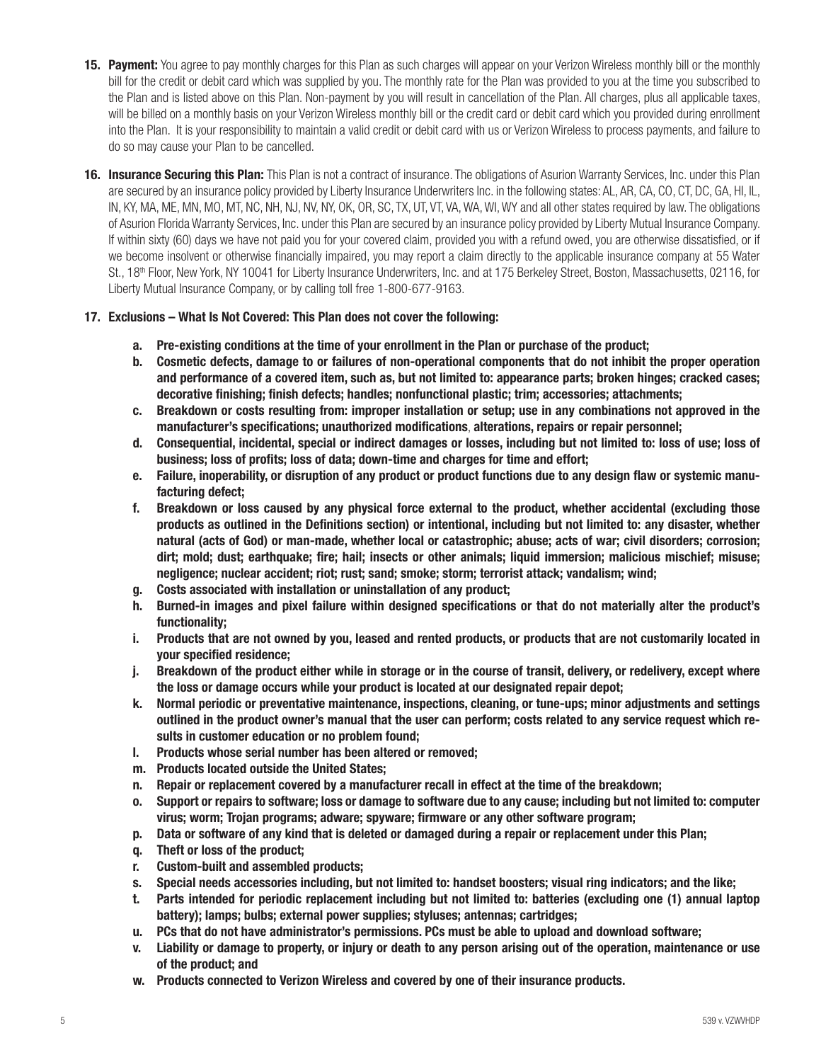**15. Payment:** You agree to pay monthly charges for this Plan as such charges will appear on your Verizon Wireless monthly bill or the monthly bill for the credit or debit card which was supplied by you. The monthly rate for the Plan was provided to you at the time you subscribed to the Plan and is listed above on this Plan. Non-payment by you will result in cancellation of the Plan. All charges, plus all applicable taxes, will be billed on a monthly basis on your Verizon Wireless monthly bill or the credit card or debit card which you provided during enrollment into the Plan. It is your responsibility to maintain a valid credit or debit card with us or Verizon Wireless to process payments, and failure to do so may cause your Plan to be cancelled.

**16. Insurance Securing this Plan:** This Plan is not a contract of insurance. The obligations of Asurion Warranty Services, Inc. under this Plan are secured by an insurance policy provided by Liberty Insurance Underwriters Inc. in the following states: AL, AR, CA, CO, CT, DC, GA, HI, IL, IN, KY, MA, ME, MN, MO, MT, NC, NH, NJ, NV, NY, OK, OR, SC, TX, UT, VT, VA, WA, WI, WY and all other states required by law. The obligations of Asurion Florida Warranty Services, Inc. under this Plan are secured by an insurance policy provided by Liberty Mutual Insurance Company. If within sixty (60) days we have not paid you for your covered claim, provided you with a refund owed, you are otherwise dissatisfied, or if we become insolvent or otherwise financially impaired, you may report a claim directly to the applicable insurance company at 55 Water St., 18th Floor, New York, NY 10041 for Liberty Insurance Underwriters, Inc. and at 175 Berkeley Street, Boston, Massachusetts, 02116, for Liberty Mutual Insurance Company, or by calling toll free 1-800-677-9163.

**17. Exclusions – What Is Not Covered: This Plan does not cover the following:**

- **a. Pre-existing conditions at the time of your enrollment in the Plan or purchase of the product;**
- **b. Cosmetic defects, damage to or failures of non-operational components that do not inhibit the proper operation and performance of a covered item, such as, but not limited to: appearance parts; broken hinges; cracked cases; decorative finishing; finish defects; handles; nonfunctional plastic; trim; accessories; attachments;**
- **c. Breakdown or costs resulting from: improper installation or setup; use in any combinations not approved in the manufacturer's specifications; unauthorized modifications, alterations, repairs or repair personnel;**
- **d. Consequential, incidental, special or indirect damages or losses, including but not limited to: loss of use; loss of business; loss of profits; loss of data; down-time and charges for time and effort;**
- **e. Failure, inoperability, or disruption of any product or product functions due to any design flaw or systemic manufacturing defect;**
- **f. Breakdown or loss caused by any physical force external to the product, whether accidental (excluding those products as outlined in the Definitions section) or intentional, including but not limited to: any disaster, whether natural (acts of God) or man-made, whether local or catastrophic; abuse; acts of war; civil disorders; corrosion; dirt; mold; dust; earthquake; fire; hail; insects or other animals; liquid immersion; malicious mischief; misuse; negligence; nuclear accident; riot; rust; sand; smoke; storm; terrorist attack; vandalism; wind;**
- **g. Costs associated with installation or uninstallation of any product;**
- **h. Burned-in images and pixel failure within designed specifications or that do not materially alter the product's functionality;**
- **i. Products that are not owned by you, leased and rented products, or products that are not customarily located in your specified residence;**
- **j. Breakdown of the product either while in storage or in the course of transit, delivery, or redelivery, except where the loss or damage occurs while your product is located at our designated repair depot;**
- **k. Normal periodic or preventative maintenance, inspections, cleaning, or tune-ups; minor adjustments and settings outlined in the product owner's manual that the user can perform; costs related to any service request which results in customer education or no problem found;**
- **l. Products whose serial number has been altered or removed;**
- **m. Products located outside the United States;**
- **n. Repair or replacement covered by a manufacturer recall in effect at the time of the breakdown;**
- **o. Support or repairs to software; loss or damage to software due to any cause; including but not limited to: computer virus; worm; Trojan programs; adware; spyware; firmware or any other software program;**
- **p. Data or software of any kind that is deleted or damaged during a repair or replacement under this Plan;**
- **q. Theft or loss of the product;**
- **r. Custom-built and assembled products;**
- **s. Special needs accessories including, but not limited to: handset boosters; visual ring indicators; and the like;**
- **t. Parts intended for periodic replacement including but not limited to: batteries (excluding one (1) annual laptop battery); lamps; bulbs; external power supplies; styluses; antennas; cartridges;**
- **u. PCs that do not have administrator's permissions. PCs must be able to upload and download software;**
- **v. Liability or damage to property, or injury or death to any person arising out of the operation, maintenance or use of the product; and**
- **w. Products connected to Verizon Wireless and covered by one of their insurance products.**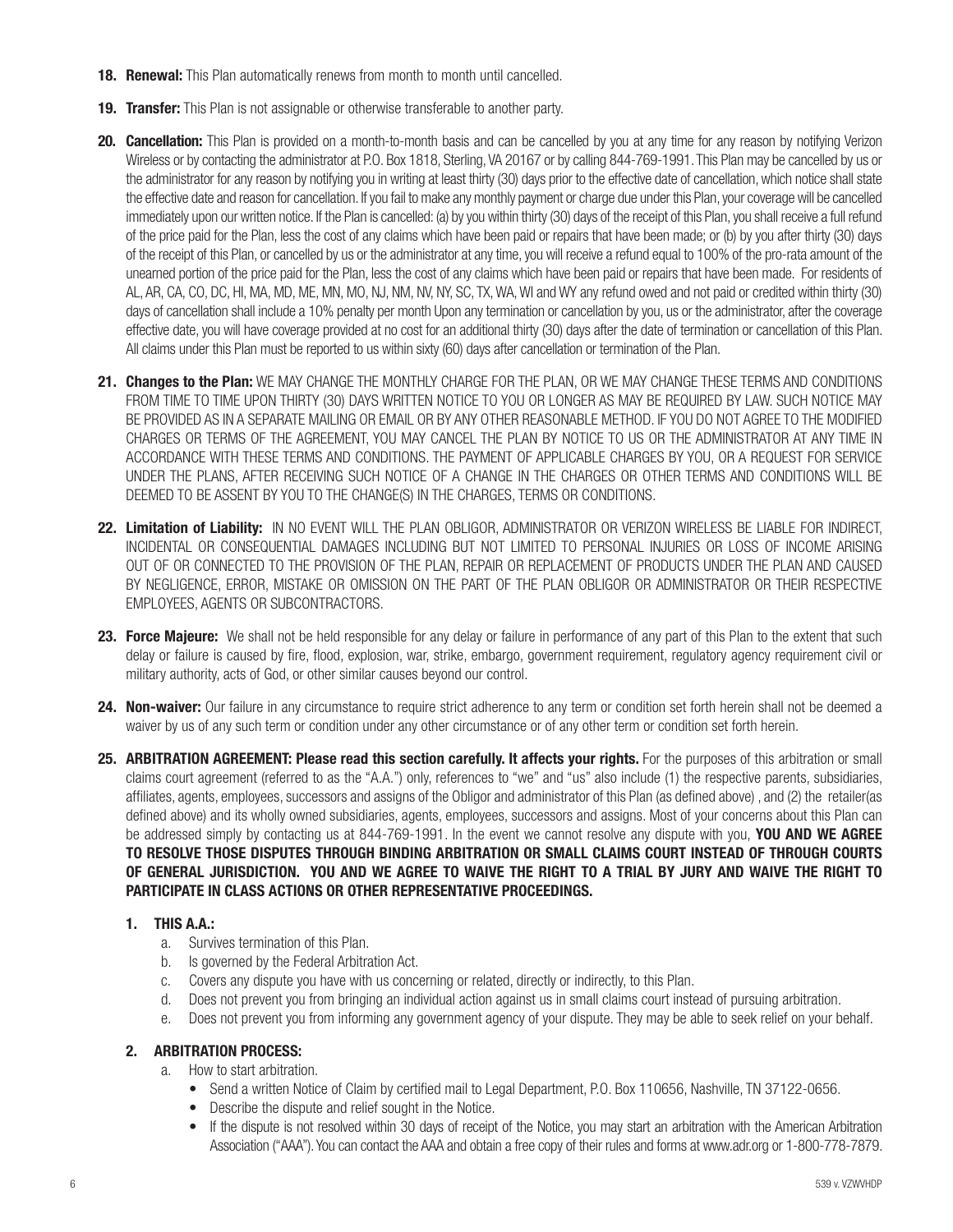18. **Renewal:** This Plan automatically renews from month to month until cancelled.

19. **Transfer:** This Plan is not assignable or otherwise transferable to another party.

20. **Cancellation:** This Plan is provided on a month-to-month basis and can be cancelled by you at any time for any reason by notifying Verizon Wireless or by contacting the administrator at P.O. Box 1818, Sterling, VA 20167 or by calling 844-769-1991. This Plan may be cancelled by us or the administrator for any reason by notifying you in writing at least thirty (30) days prior to the effective date of cancellation, which notice shall state the effective date and reason for cancellation. If you fail to make any monthly payment or charge due under this Plan, your coverage will be cancelled immediately upon our written notice. If the Plan is cancelled: (a) by you within thirty (30) days of the receipt of this Plan, you shall receive a full refund of the price paid for the Plan, less the cost of any claims which have been paid or repairs that have been made; or (b) by you after thirty (30) days of the receipt of this Plan, or cancelled by us or the administrator at any time, you will receive a refund equal to 100% of the pro-rata amount of the unearned portion of the price paid for the Plan, less the cost of any claims which have been paid or repairs that have been made. For residents of AL, AR, CA, CO, DC, HI, MA, MD, ME, MN, MO, NJ, NM, NV, NY, SC, TX, WA, WI and WY any refund owed and not paid or credited within thirty (30) days of cancellation shall include a 10% penalty per month Upon any termination or cancellation by you, us or the administrator, after the coverage effective date, you will have coverage provided at no cost for an additional thirty (30) days after the date of termination or cancellation of this Plan. All claims under this Plan must be reported to us within sixty (60) days after cancellation or termination of the Plan.

21. **Changes to the Plan:** WE MAY CHANGE THE MONTHLY CHARGE FOR THE PLAN, OR WE MAY CHANGE THESE TERMS AND CONDITIONS FROM TIME TO TIME UPON THIRTY (30) DAYS WRITTEN NOTICE TO YOU OR LONGER AS MAY BE REQUIRED BY LAW. SUCH NOTICE MAY BE PROVIDED AS IN A SEPARATE MAILING OR EMAIL OR BY ANY OTHER REASONABLE METHOD. IF YOU DO NOT AGREE TO THE MODIFIED CHARGES OR TERMS OF THE AGREEMENT, YOU MAY CANCEL THE PLAN BY NOTICE TO US OR THE ADMINISTRATOR AT ANY TIME IN ACCORDANCE WITH THESE TERMS AND CONDITIONS. THE PAYMENT OF APPLICABLE CHARGES BY YOU, OR A REQUEST FOR SERVICE UNDER THE PLANS, AFTER RECEIVING SUCH NOTICE OF A CHANGE IN THE CHARGES OR OTHER TERMS AND CONDITIONS WILL BE DEEMED TO BE ASSENT BY YOU TO THE CHANGE(S) IN THE CHARGES, TERMS OR CONDITIONS.

22. **Limitation of Liability:** IN NO EVENT WILL THE PLAN OBLIGOR, ADMINISTRATOR OR VERIZON WIRELESS BE LIABLE FOR INDIRECT, INCIDENTAL OR CONSEQUENTIAL DAMAGES INCLUDING BUT NOT LIMITED TO PERSONAL INJURIES OR LOSS OF INCOME ARISING OUT OF OR CONNECTED TO THE PROVISION OF THE PLAN, REPAIR OR REPLACEMENT OF PRODUCTS UNDER THE PLAN AND CAUSED BY NEGLIGENCE, ERROR, MISTAKE OR OMISSION ON THE PART OF THE PLAN OBLIGOR OR ADMINISTRATOR OR THEIR RESPECTIVE EMPLOYEES, AGENTS OR SUBCONTRACTORS.

23. **Force Majeure:** We shall not be held responsible for any delay or failure in performance of any part of this Plan to the extent that such delay or failure is caused by fire, flood, explosion, war, strike, embargo, government requirement, regulatory agency requirement civil or military authority, acts of God, or other similar causes beyond our control.

24. **Non-waiver:** Our failure in any circumstance to require strict adherence to any term or condition set forth herein shall not be deemed a waiver by us of any such term or condition under any other circumstance or of any other term or condition set forth herein.

25. **ARBITRATION AGREEMENT: Please read this section carefully. It affects your rights.** For the purposes of this arbitration or small claims court agreement (referred to as the "A.A.") only, references to "we" and "us" also include (1) the respective parents, subsidiaries, affiliates, agents, employees, successors and assigns of the Obligor and administrator of this Plan (as defined above) , and (2) the retailer(as defined above) and its wholly owned subsidiaries, agents, employees, successors and assigns. Most of your concerns about this Plan can be addressed simply by contacting us at 844-769-1991. In the event we cannot resolve any dispute with you, **YOU AND WE AGREE TO RESOLVE THOSE DISPUTES THROUGH BINDING ARBITRATION OR SMALL CLAIMS COURT INSTEAD OF THROUGH COURTS OF GENERAL JURISDICTION. YOU AND WE AGREE TO WAIVE THE RIGHT TO A TRIAL BY JURY AND WAIVE THE RIGHT TO PARTICIPATE IN CLASS ACTIONS OR OTHER REPRESENTATIVE PROCEEDINGS.**

    1. **THIS A.A.:**
        a. Survives termination of this Plan.
        b. Is governed by the Federal Arbitration Act.
        c. Covers any dispute you have with us concerning or related, directly or indirectly, to this Plan.
        d. Does not prevent you from bringing an individual action against us in small claims court instead of pursuing arbitration.
        e. Does not prevent you from informing any government agency of your dispute. They may be able to seek relief on your behalf.

    2. **ARBITRATION PROCESS:**
        a. How to start arbitration.
            - Send a written Notice of Claim by certified mail to Legal Department, P.O. Box 110656, Nashville, TN 37122-0656.
            - Describe the dispute and relief sought in the Notice.
            - If the dispute is not resolved within 30 days of receipt of the Notice, you may start an arbitration with the American Arbitration Association ("AAA"). You can contact the AAA and obtain a free copy of their rules and forms at www.adr.org or 1-800-778-7879.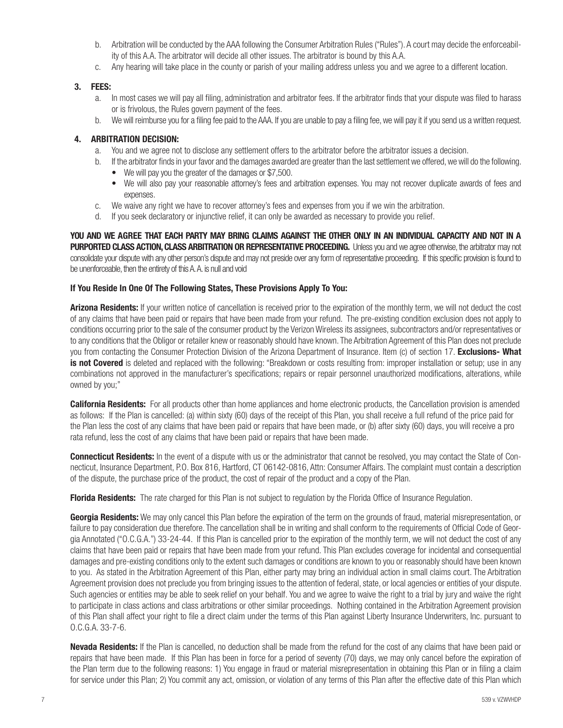b. Arbitration will be conducted by the AAA following the Consumer Arbitration Rules ("Rules"). A court may decide the enforceability of this A.A. The arbitrator will decide all other issues. The arbitrator is bound by this A.A.

c. Any hearing will take place in the county or parish of your mailing address unless you and we agree to a different location.

**3. FEES:**

a. In most cases we will pay all filing, administration and arbitrator fees. If the arbitrator finds that your dispute was filed to harass or is frivolous, the Rules govern payment of the fees.

b. We will reimburse you for a filing fee paid to the AAA. If you are unable to pay a filing fee, we will pay it if you send us a written request.

**4. ARBITRATION DECISION:**

a. You and we agree not to disclose any settlement offers to the arbitrator before the arbitrator issues a decision.

b. If the arbitrator finds in your favor and the damages awarded are greater than the last settlement we offered, we will do the following.
   - We will pay you the greater of the damages or $7,500.
   - We will also pay your reasonable attorney's fees and arbitration expenses. You may not recover duplicate awards of fees and expenses.

c. We waive any right we have to recover attorney's fees and expenses from you if we win the arbitration.

d. If you seek declaratory or injunctive relief, it can only be awarded as necessary to provide you relief.

**YOU AND WE AGREE THAT EACH PARTY MAY BRING CLAIMS AGAINST THE OTHER ONLY IN AN INDIVIDUAL CAPACITY AND NOT IN A PURPORTED CLASS ACTION, CLASS ARBITRATION OR REPRESENTATIVE PROCEEDING.** Unless you and we agree otherwise, the arbitrator may not consolidate your dispute with any other person's dispute and may not preside over any form of representative proceeding. If this specific provision is found to be unenforceable, then the entirety of this A. A. is null and void

**If You Reside In One Of The Following States, These Provisions Apply To You:**

**Arizona Residents:** If your written notice of cancellation is received prior to the expiration of the monthly term, we will not deduct the cost of any claims that have been paid or repairs that have been made from your refund. The pre-existing condition exclusion does not apply to conditions occurring prior to the sale of the consumer product by the Verizon Wireless its assignees, subcontractors and/or representatives or to any conditions that the Obligor or retailer knew or reasonably should have known. The Arbitration Agreement of this Plan does not preclude you from contacting the Consumer Protection Division of the Arizona Department of Insurance. Item (c) of section 17. **Exclusions- What is not Covered** is deleted and replaced with the following: "Breakdown or costs resulting from: improper installation or setup; use in any combinations not approved in the manufacturer's specifications; repairs or repair personnel unauthorized modifications, alterations, while owned by you;"

**California Residents:** For all products other than home appliances and home electronic products, the Cancellation provision is amended as follows: If the Plan is cancelled: (a) within sixty (60) days of the receipt of this Plan, you shall receive a full refund of the price paid for the Plan less the cost of any claims that have been paid or repairs that have been made, or (b) after sixty (60) days, you will receive a pro rata refund, less the cost of any claims that have been paid or repairs that have been made.

**Connecticut Residents:** In the event of a dispute with us or the administrator that cannot be resolved, you may contact the State of Connecticut, Insurance Department, P.O. Box 816, Hartford, CT 06142-0816, Attn: Consumer Affairs. The complaint must contain a description of the dispute, the purchase price of the product, the cost of repair of the product and a copy of the Plan.

**Florida Residents:** The rate charged for this Plan is not subject to regulation by the Florida Office of Insurance Regulation.

**Georgia Residents:** We may only cancel this Plan before the expiration of the term on the grounds of fraud, material misrepresentation, or failure to pay consideration due therefore. The cancellation shall be in writing and shall conform to the requirements of Official Code of Georgia Annotated ("O.C.G.A.") 33-24-44. If this Plan is cancelled prior to the expiration of the monthly term, we will not deduct the cost of any claims that have been paid or repairs that have been made from your refund. This Plan excludes coverage for incidental and consequential damages and pre-existing conditions only to the extent such damages or conditions are known to you or reasonably should have been known to you. As stated in the Arbitration Agreement of this Plan, either party may bring an individual action in small claims court. The Arbitration Agreement provision does not preclude you from bringing issues to the attention of federal, state, or local agencies or entities of your dispute. Such agencies or entities may be able to seek relief on your behalf. You and we agree to waive the right to a trial by jury and waive the right to participate in class actions and class arbitrations or other similar proceedings. Nothing contained in the Arbitration Agreement provision of this Plan shall affect your right to file a direct claim under the terms of this Plan against Liberty Insurance Underwriters, Inc. pursuant to O.C.G.A. 33-7-6.

**Nevada Residents:** If the Plan is cancelled, no deduction shall be made from the refund for the cost of any claims that have been paid or repairs that have been made. If this Plan has been in force for a period of seventy (70) days, we may only cancel before the expiration of the Plan term due to the following reasons: 1) You engage in fraud or material misrepresentation in obtaining this Plan or in filing a claim for service under this Plan; 2) You commit any act, omission, or violation of any terms of this Plan after the effective date of this Plan which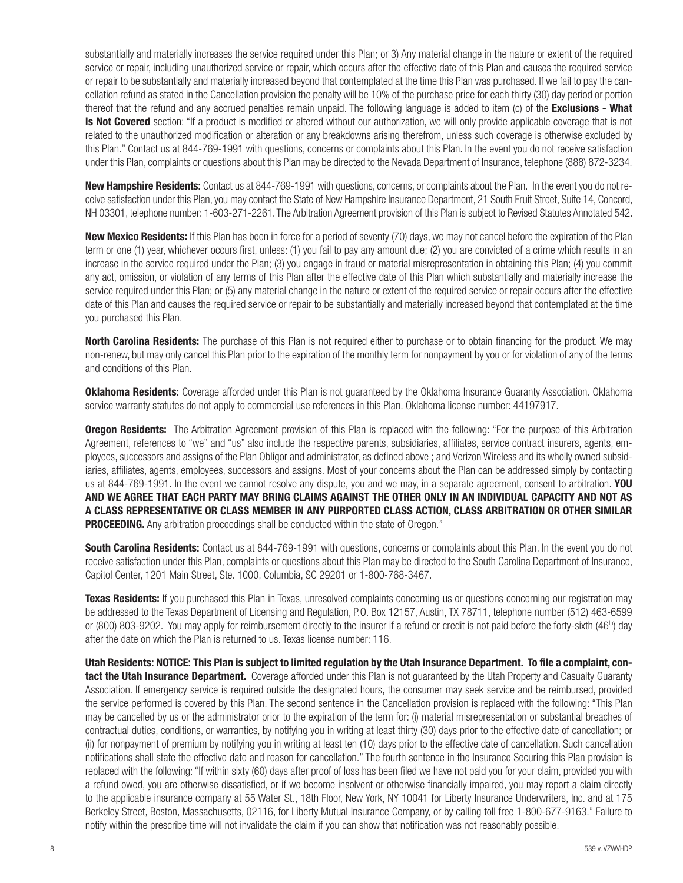substantially and materially increases the service required under this Plan; or 3) Any material change in the nature or extent of the required service or repair, including unauthorized service or repair, which occurs after the effective date of this Plan and causes the required service or repair to be substantially and materially increased beyond that contemplated at the time this Plan was purchased. If we fail to pay the cancellation refund as stated in the Cancellation provision the penalty will be 10% of the purchase price for each thirty (30) day period or portion thereof that the refund and any accrued penalties remain unpaid. The following language is added to item (c) of the **Exclusions - What Is Not Covered** section: "If a product is modified or altered without our authorization, we will only provide applicable coverage that is not related to the unauthorized modification or alteration or any breakdowns arising therefrom, unless such coverage is otherwise excluded by this Plan." Contact us at 844-769-1991 with questions, concerns or complaints about this Plan. In the event you do not receive satisfaction under this Plan, complaints or questions about this Plan may be directed to the Nevada Department of Insurance, telephone (888) 872-3234.

**New Hampshire Residents:** Contact us at 844-769-1991 with questions, concerns, or complaints about the Plan. In the event you do not receive satisfaction under this Plan, you may contact the State of New Hampshire Insurance Department, 21 South Fruit Street, Suite 14, Concord, NH 03301, telephone number: 1-603-271-2261. The Arbitration Agreement provision of this Plan is subject to Revised Statutes Annotated 542.

**New Mexico Residents:** If this Plan has been in force for a period of seventy (70) days, we may not cancel before the expiration of the Plan term or one (1) year, whichever occurs first, unless: (1) you fail to pay any amount due; (2) you are convicted of a crime which results in an increase in the service required under the Plan; (3) you engage in fraud or material misrepresentation in obtaining this Plan; (4) you commit any act, omission, or violation of any terms of this Plan after the effective date of this Plan which substantially and materially increase the service required under this Plan; or (5) any material change in the nature or extent of the required service or repair occurs after the effective date of this Plan and causes the required service or repair to be substantially and materially increased beyond that contemplated at the time you purchased this Plan.

**North Carolina Residents:** The purchase of this Plan is not required either to purchase or to obtain financing for the product. We may non-renew, but may only cancel this Plan prior to the expiration of the monthly term for nonpayment by you or for violation of any of the terms and conditions of this Plan.

**Oklahoma Residents:** Coverage afforded under this Plan is not guaranteed by the Oklahoma Insurance Guaranty Association. Oklahoma service warranty statutes do not apply to commercial use references in this Plan. Oklahoma license number: 44197917.

**Oregon Residents:** The Arbitration Agreement provision of this Plan is replaced with the following: "For the purpose of this Arbitration Agreement, references to "we" and "us" also include the respective parents, subsidiaries, affiliates, service contract insurers, agents, employees, successors and assigns of the Plan Obligor and administrator, as defined above ; and Verizon Wireless and its wholly owned subsidiaries, affiliates, agents, employees, successors and assigns. Most of your concerns about the Plan can be addressed simply by contacting us at 844-769-1991. In the event we cannot resolve any dispute, you and we may, in a separate agreement, consent to arbitration. **YOU AND WE AGREE THAT EACH PARTY MAY BRING CLAIMS AGAINST THE OTHER ONLY IN AN INDIVIDUAL CAPACITY AND NOT AS A CLASS REPRESENTATIVE OR CLASS MEMBER IN ANY PURPORTED CLASS ACTION, CLASS ARBITRATION OR OTHER SIMILAR PROCEEDING.** Any arbitration proceedings shall be conducted within the state of Oregon."

**South Carolina Residents:** Contact us at 844-769-1991 with questions, concerns or complaints about this Plan. In the event you do not receive satisfaction under this Plan, complaints or questions about this Plan may be directed to the South Carolina Department of Insurance, Capitol Center, 1201 Main Street, Ste. 1000, Columbia, SC 29201 or 1-800-768-3467.

**Texas Residents:** If you purchased this Plan in Texas, unresolved complaints concerning us or questions concerning our registration may be addressed to the Texas Department of Licensing and Regulation, P.O. Box 12157, Austin, TX 78711, telephone number (512) 463-6599 or (800) 803-9202. You may apply for reimbursement directly to the insurer if a refund or credit is not paid before the forty-sixth (46th) day after the date on which the Plan is returned to us. Texas license number: 116.

**Utah Residents: NOTICE: This Plan is subject to limited regulation by the Utah Insurance Department. To file a complaint, contact the Utah Insurance Department.** Coverage afforded under this Plan is not guaranteed by the Utah Property and Casualty Guaranty Association. If emergency service is required outside the designated hours, the consumer may seek service and be reimbursed, provided the service performed is covered by this Plan. The second sentence in the Cancellation provision is replaced with the following: "This Plan may be cancelled by us or the administrator prior to the expiration of the term for: (i) material misrepresentation or substantial breaches of contractual duties, conditions, or warranties, by notifying you in writing at least thirty (30) days prior to the effective date of cancellation; or (ii) for nonpayment of premium by notifying you in writing at least ten (10) days prior to the effective date of cancellation. Such cancellation notifications shall state the effective date and reason for cancellation." The fourth sentence in the Insurance Securing this Plan provision is replaced with the following: "If within sixty (60) days after proof of loss has been filed we have not paid you for your claim, provided you with a refund owed, you are otherwise dissatisfied, or if we become insolvent or otherwise financially impaired, you may report a claim directly to the applicable insurance company at 55 Water St., 18th Floor, New York, NY 10041 for Liberty Insurance Underwriters, Inc. and at 175 Berkeley Street, Boston, Massachusetts, 02116, for Liberty Mutual Insurance Company, or by calling toll free 1-800-677-9163." Failure to notify within the prescribe time will not invalidate the claim if you can show that notification was not reasonably possible.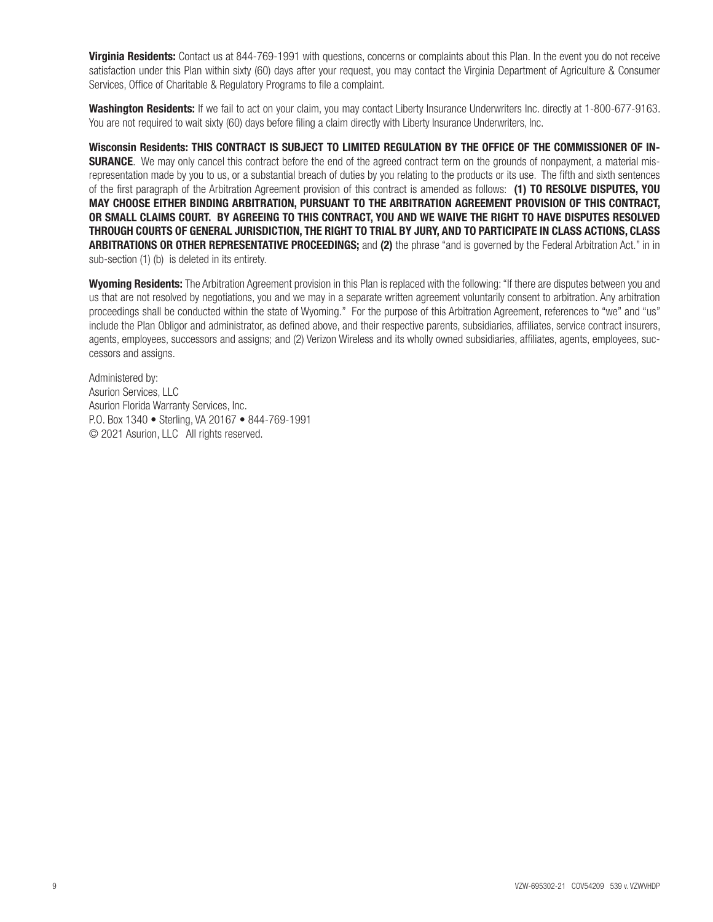**Virginia Residents:** Contact us at 844-769-1991 with questions, concerns or complaints about this Plan. In the event you do not receive satisfaction under this Plan within sixty (60) days after your request, you may contact the Virginia Department of Agriculture & Consumer Services, Office of Charitable & Regulatory Programs to file a complaint.

**Washington Residents:** If we fail to act on your claim, you may contact Liberty Insurance Underwriters Inc. directly at 1-800-677-9163. You are not required to wait sixty (60) days before filing a claim directly with Liberty Insurance Underwriters, Inc.

**Wisconsin Residents: THIS CONTRACT IS SUBJECT TO LIMITED REGULATION BY THE OFFICE OF THE COMMISSIONER OF INSURANCE**. We may only cancel this contract before the end of the agreed contract term on the grounds of nonpayment, a material misrepresentation made by you to us, or a substantial breach of duties by you relating to the products or its use. The fifth and sixth sentences of the first paragraph of the Arbitration Agreement provision of this contract is amended as follows: **(1) TO RESOLVE DISPUTES, YOU MAY CHOOSE EITHER BINDING ARBITRATION, PURSUANT TO THE ARBITRATION AGREEMENT PROVISION OF THIS CONTRACT, OR SMALL CLAIMS COURT. BY AGREEING TO THIS CONTRACT, YOU AND WE WAIVE THE RIGHT TO HAVE DISPUTES RESOLVED THROUGH COURTS OF GENERAL JURISDICTION, THE RIGHT TO TRIAL BY JURY, AND TO PARTICIPATE IN CLASS ACTIONS, CLASS ARBITRATIONS OR OTHER REPRESENTATIVE PROCEEDINGS;** and **(2)** the phrase "and is governed by the Federal Arbitration Act." in in sub-section (1) (b) is deleted in its entirety.

**Wyoming Residents:** The Arbitration Agreement provision in this Plan is replaced with the following: "If there are disputes between you and us that are not resolved by negotiations, you and we may in a separate written agreement voluntarily consent to arbitration. Any arbitration proceedings shall be conducted within the state of Wyoming." For the purpose of this Arbitration Agreement, references to "we" and "us" include the Plan Obligor and administrator, as defined above, and their respective parents, subsidiaries, affiliates, service contract insurers, agents, employees, successors and assigns; and (2) Verizon Wireless and its wholly owned subsidiaries, affiliates, agents, employees, successors and assigns.

Administered by:
Asurion Services, LLC
Asurion Florida Warranty Services, Inc.
P.O. Box 1340 • Sterling, VA 20167 • 844-769-1991
© 2021 Asurion, LLC All rights reserved.

VZW-695302-21 COV54209 539 v. VZWVHDP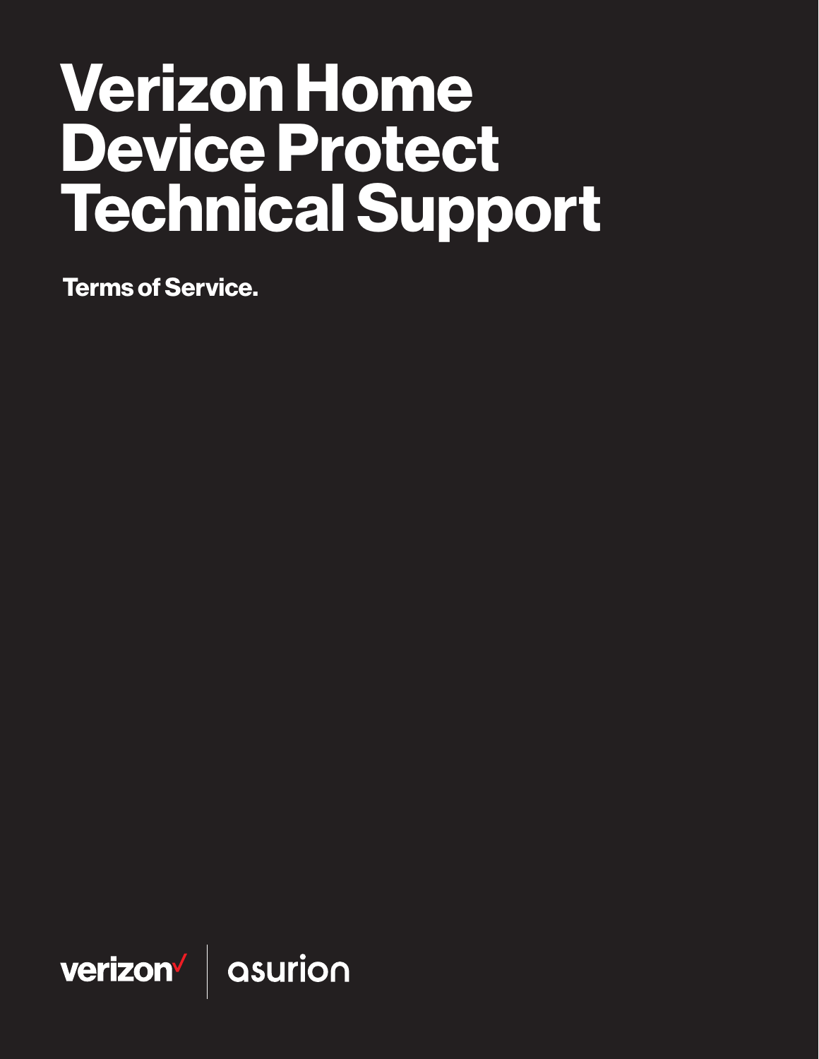# Verizon Home Device Protect Technical Support

**Terms of Service.**

verizon | asurion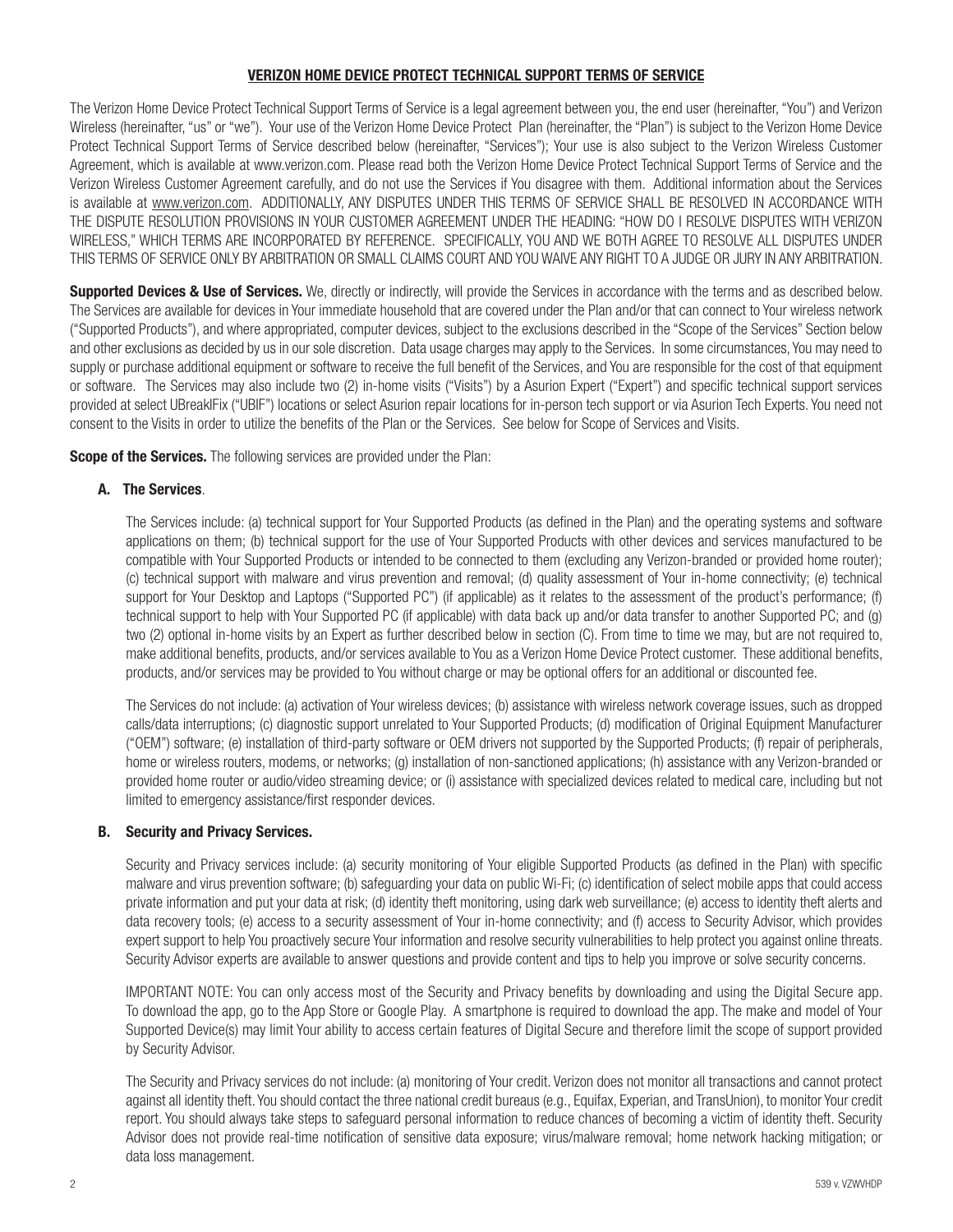# VERIZON HOME DEVICE PROTECT TECHNICAL SUPPORT TERMS OF SERVICE

The Verizon Home Device Protect Technical Support Terms of Service is a legal agreement between you, the end user (hereinafter, "You") and Verizon Wireless (hereinafter, "us" or "we"). Your use of the Verizon Home Device Protect Plan (hereinafter, the "Plan") is subject to the Verizon Home Device Protect Technical Support Terms of Service described below (hereinafter, "Services"); Your use is also subject to the Verizon Wireless Customer Agreement, which is available at www.verizon.com. Please read both the Verizon Home Device Protect Technical Support Terms of Service and the Verizon Wireless Customer Agreement carefully, and do not use the Services if You disagree with them. Additional information about the Services is available at www.verizon.com. ADDITIONALLY, ANY DISPUTES UNDER THIS TERMS OF SERVICE SHALL BE RESOLVED IN ACCORDANCE WITH THE DISPUTE RESOLUTION PROVISIONS IN YOUR CUSTOMER AGREEMENT UNDER THE HEADING: "HOW DO I RESOLVE DISPUTES WITH VERIZON WIRELESS," WHICH TERMS ARE INCORPORATED BY REFERENCE. SPECIFICALLY, YOU AND WE BOTH AGREE TO RESOLVE ALL DISPUTES UNDER THIS TERMS OF SERVICE ONLY BY ARBITRATION OR SMALL CLAIMS COURT AND YOU WAIVE ANY RIGHT TO A JUDGE OR JURY IN ANY ARBITRATION.

**Supported Devices & Use of Services.** We, directly or indirectly, will provide the Services in accordance with the terms and as described below. The Services are available for devices in Your immediate household that are covered under the Plan and/or that can connect to Your wireless network ("Supported Products"), and where appropriated, computer devices, subject to the exclusions described in the "Scope of the Services" Section below and other exclusions as decided by us in our sole discretion. Data usage charges may apply to the Services. In some circumstances, You may need to supply or purchase additional equipment or software to receive the full benefit of the Services, and You are responsible for the cost of that equipment or software. The Services may also include two (2) in-home visits ("Visits") by a Asurion Expert ("Expert") and specific technical support services provided at select UBreakIFix ("UBIF") locations or select Asurion repair locations for in-person tech support or via Asurion Tech Experts. You need not consent to the Visits in order to utilize the benefits of the Plan or the Services. See below for Scope of Services and Visits.

**Scope of the Services.** The following services are provided under the Plan:

### A. The Services.

The Services include: (a) technical support for Your Supported Products (as defined in the Plan) and the operating systems and software applications on them; (b) technical support for the use of Your Supported Products with other devices and services manufactured to be compatible with Your Supported Products or intended to be connected to them (excluding any Verizon-branded or provided home router); (c) technical support with malware and virus prevention and removal; (d) quality assessment of Your in-home connectivity; (e) technical support for Your Desktop and Laptops ("Supported PC") (if applicable) as it relates to the assessment of the product's performance; (f) technical support to help with Your Supported PC (if applicable) with data back up and/or data transfer to another Supported PC; and (g) two (2) optional in-home visits by an Expert as further described below in section (C). From time to time we may, but are not required to, make additional benefits, products, and/or services available to You as a Verizon Home Device Protect customer. These additional benefits, products, and/or services may be provided to You without charge or may be optional offers for an additional or discounted fee.

The Services do not include: (a) activation of Your wireless devices; (b) assistance with wireless network coverage issues, such as dropped calls/data interruptions; (c) diagnostic support unrelated to Your Supported Products; (d) modification of Original Equipment Manufacturer ("OEM") software; (e) installation of third-party software or OEM drivers not supported by the Supported Products; (f) repair of peripherals, home or wireless routers, modems, or networks; (g) installation of non-sanctioned applications; (h) assistance with any Verizon-branded or provided home router or audio/video streaming device; or (i) assistance with specialized devices related to medical care, including but not limited to emergency assistance/first responder devices.

### B. Security and Privacy Services.

Security and Privacy services include: (a) security monitoring of Your eligible Supported Products (as defined in the Plan) with specific malware and virus prevention software; (b) safeguarding your data on public Wi-Fi; (c) identification of select mobile apps that could access private information and put your data at risk; (d) identity theft monitoring, using dark web surveillance; (e) access to identity theft alerts and data recovery tools; (e) access to a security assessment of Your in-home connectivity; and (f) access to Security Advisor, which provides expert support to help You proactively secure Your information and resolve security vulnerabilities to help protect you against online threats. Security Advisor experts are available to answer questions and provide content and tips to help you improve or solve security concerns.

IMPORTANT NOTE: You can only access most of the Security and Privacy benefits by downloading and using the Digital Secure app. To download the app, go to the App Store or Google Play. A smartphone is required to download the app. The make and model of Your Supported Device(s) may limit Your ability to access certain features of Digital Secure and therefore limit the scope of support provided by Security Advisor.

The Security and Privacy services do not include: (a) monitoring of Your credit. Verizon does not monitor all transactions and cannot protect against all identity theft. You should contact the three national credit bureaus (e.g., Equifax, Experian, and TransUnion), to monitor Your credit report. You should always take steps to safeguard personal information to reduce chances of becoming a victim of identity theft. Security Advisor does not provide real-time notification of sensitive data exposure; virus/malware removal; home network hacking mitigation; or data loss management.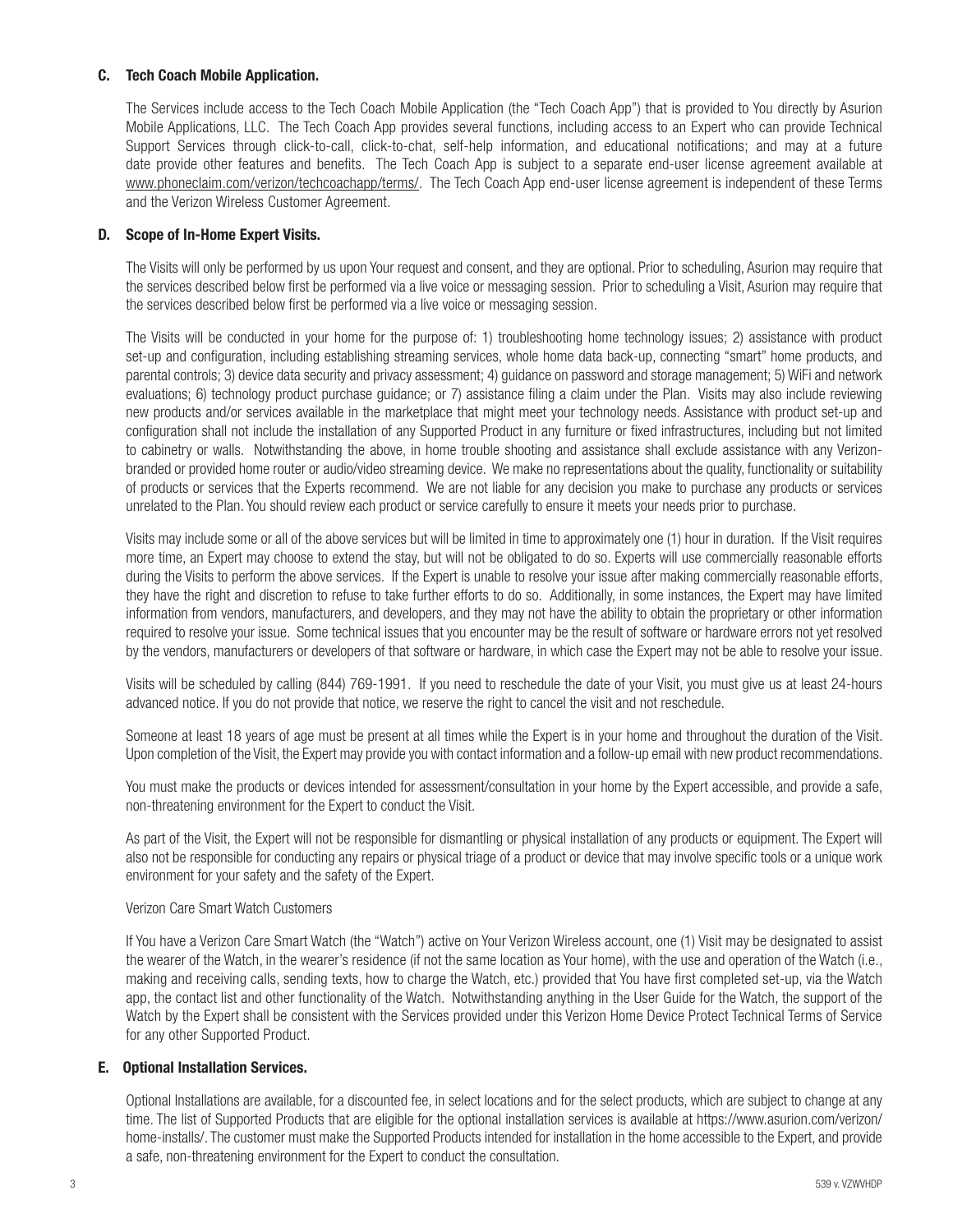### C. Tech Coach Mobile Application.

The Services include access to the Tech Coach Mobile Application (the "Tech Coach App") that is provided to You directly by Asurion Mobile Applications, LLC. The Tech Coach App provides several functions, including access to an Expert who can provide Technical Support Services through click-to-call, click-to-chat, self-help information, and educational notifications; and may at a future date provide other features and benefits. The Tech Coach App is subject to a separate end-user license agreement available at www.phoneclaim.com/verizon/techcoachapp/terms/. The Tech Coach App end-user license agreement is independent of these Terms and the Verizon Wireless Customer Agreement.

### D. Scope of In-Home Expert Visits.

The Visits will only be performed by us upon Your request and consent, and they are optional. Prior to scheduling, Asurion may require that the services described below first be performed via a live voice or messaging session. Prior to scheduling a Visit, Asurion may require that the services described below first be performed via a live voice or messaging session.

The Visits will be conducted in your home for the purpose of: 1) troubleshooting home technology issues; 2) assistance with product set-up and configuration, including establishing streaming services, whole home data back-up, connecting "smart" home products, and parental controls; 3) device data security and privacy assessment; 4) guidance on password and storage management; 5) WiFi and network evaluations; 6) technology product purchase guidance; or 7) assistance filing a claim under the Plan. Visits may also include reviewing new products and/or services available in the marketplace that might meet your technology needs. Assistance with product set-up and configuration shall not include the installation of any Supported Product in any furniture or fixed infrastructures, including but not limited to cabinetry or walls. Notwithstanding the above, in home trouble shooting and assistance shall exclude assistance with any Verizon-branded or provided home router or audio/video streaming device. We make no representations about the quality, functionality or suitability of products or services that the Experts recommend. We are not liable for any decision you make to purchase any products or services unrelated to the Plan. You should review each product or service carefully to ensure it meets your needs prior to purchase.

Visits may include some or all of the above services but will be limited in time to approximately one (1) hour in duration. If the Visit requires more time, an Expert may choose to extend the stay, but will not be obligated to do so. Experts will use commercially reasonable efforts during the Visits to perform the above services. If the Expert is unable to resolve your issue after making commercially reasonable efforts, they have the right and discretion to refuse to take further efforts to do so. Additionally, in some instances, the Expert may have limited information from vendors, manufacturers, and developers, and they may not have the ability to obtain the proprietary or other information required to resolve your issue. Some technical issues that you encounter may be the result of software or hardware errors not yet resolved by the vendors, manufacturers or developers of that software or hardware, in which case the Expert may not be able to resolve your issue.

Visits will be scheduled by calling (844) 769-1991. If you need to reschedule the date of your Visit, you must give us at least 24-hours advanced notice. If you do not provide that notice, we reserve the right to cancel the visit and not reschedule.

Someone at least 18 years of age must be present at all times while the Expert is in your home and throughout the duration of the Visit. Upon completion of the Visit, the Expert may provide you with contact information and a follow-up email with new product recommendations.

You must make the products or devices intended for assessment/consultation in your home by the Expert accessible, and provide a safe, non-threatening environment for the Expert to conduct the Visit.

As part of the Visit, the Expert will not be responsible for dismantling or physical installation of any products or equipment. The Expert will also not be responsible for conducting any repairs or physical triage of a product or device that may involve specific tools or a unique work environment for your safety and the safety of the Expert.

Verizon Care Smart Watch Customers

If You have a Verizon Care Smart Watch (the "Watch") active on Your Verizon Wireless account, one (1) Visit may be designated to assist the wearer of the Watch, in the wearer's residence (if not the same location as Your home), with the use and operation of the Watch (i.e., making and receiving calls, sending texts, how to charge the Watch, etc.) provided that You have first completed set-up, via the Watch app, the contact list and other functionality of the Watch. Notwithstanding anything in the User Guide for the Watch, the support of the Watch by the Expert shall be consistent with the Services provided under this Verizon Home Device Protect Technical Terms of Service for any other Supported Product.

### E. Optional Installation Services.

Optional Installations are available, for a discounted fee, in select locations and for the select products, which are subject to change at any time. The list of Supported Products that are eligible for the optional installation services is available at https://www.asurion.com/verizon/home-installs/. The customer must make the Supported Products intended for installation in the home accessible to the Expert, and provide a safe, non-threatening environment for the Expert to conduct the consultation.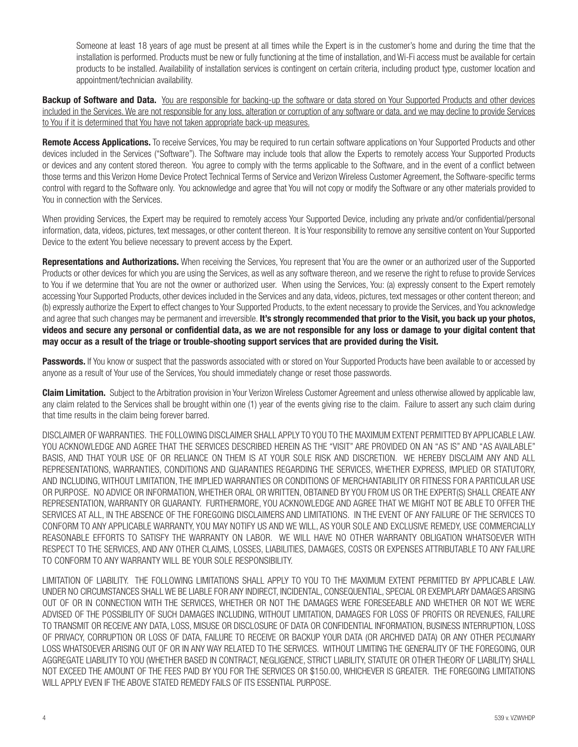Someone at least 18 years of age must be present at all times while the Expert is in the customer's home and during the time that the installation is performed. Products must be new or fully functioning at the time of installation, and Wi-Fi access must be available for certain products to be installed. Availability of installation services is contingent on certain criteria, including product type, customer location and appointment/technician availability.

**Backup of Software and Data.** <u>You are responsible for backing-up the software or data stored on Your Supported Products and other devices included in the Services. We are not responsible for any loss, alteration or corruption of any software or data, and we may decline to provide Services to You if it is determined that You have not taken appropriate back-up measures.</u>

**Remote Access Applications.** To receive Services, You may be required to run certain software applications on Your Supported Products and other devices included in the Services ("Software"). The Software may include tools that allow the Experts to remotely access Your Supported Products or devices and any content stored thereon. You agree to comply with the terms applicable to the Software, and in the event of a conflict between those terms and this Verizon Home Device Protect Technical Terms of Service and Verizon Wireless Customer Agreement, the Software-specific terms control with regard to the Software only. You acknowledge and agree that You will not copy or modify the Software or any other materials provided to You in connection with the Services.

When providing Services, the Expert may be required to remotely access Your Supported Device, including any private and/or confidential/personal information, data, videos, pictures, text messages, or other content thereon. It is Your responsibility to remove any sensitive content on Your Supported Device to the extent You believe necessary to prevent access by the Expert.

**Representations and Authorizations.** When receiving the Services, You represent that You are the owner or an authorized user of the Supported Products or other devices for which you are using the Services, as well as any software thereon, and we reserve the right to refuse to provide Services to You if we determine that You are not the owner or authorized user. When using the Services, You: (a) expressly consent to the Expert remotely accessing Your Supported Products, other devices included in the Services and any data, videos, pictures, text messages or other content thereon; and (b) expressly authorize the Expert to effect changes to Your Supported Products, to the extent necessary to provide the Services, and You acknowledge and agree that such changes may be permanent and irreversible. **It's strongly recommended that prior to the Visit, you back up your photos, videos and secure any personal or confidential data, as we are not responsible for any loss or damage to your digital content that may occur as a result of the triage or trouble-shooting support services that are provided during the Visit.**

**Passwords.** If You know or suspect that the passwords associated with or stored on Your Supported Products have been available to or accessed by anyone as a result of Your use of the Services, You should immediately change or reset those passwords.

**Claim Limitation.** Subject to the Arbitration provision in Your Verizon Wireless Customer Agreement and unless otherwise allowed by applicable law, any claim related to the Services shall be brought within one (1) year of the events giving rise to the claim. Failure to assert any such claim during that time results in the claim being forever barred.

DISCLAIMER OF WARRANTIES. THE FOLLOWING DISCLAIMER SHALL APPLY TO YOU TO THE MAXIMUM EXTENT PERMITTED BY APPLICABLE LAW. YOU ACKNOWLEDGE AND AGREE THAT THE SERVICES DESCRIBED HEREIN AS THE "VISIT" ARE PROVIDED ON AN "AS IS" AND "AS AVAILABLE" BASIS, AND THAT YOUR USE OF OR RELIANCE ON THEM IS AT YOUR SOLE RISK AND DISCRETION. WE HEREBY DISCLAIM ANY AND ALL REPRESENTATIONS, WARRANTIES, CONDITIONS AND GUARANTIES REGARDING THE SERVICES, WHETHER EXPRESS, IMPLIED OR STATUTORY, AND INCLUDING, WITHOUT LIMITATION, THE IMPLIED WARRANTIES OR CONDITIONS OF MERCHANTABILITY OR FITNESS FOR A PARTICULAR USE OR PURPOSE. NO ADVICE OR INFORMATION, WHETHER ORAL OR WRITTEN, OBTAINED BY YOU FROM US OR THE EXPERT(S) SHALL CREATE ANY REPRESENTATION, WARRANTY OR GUARANTY. FURTHERMORE, YOU ACKNOWLEDGE AND AGREE THAT WE MIGHT NOT BE ABLE TO OFFER THE SERVICES AT ALL, IN THE ABSENCE OF THE FOREGOING DISCLAIMERS AND LIMITATIONS. IN THE EVENT OF ANY FAILURE OF THE SERVICES TO CONFORM TO ANY APPLICABLE WARRANTY, YOU MAY NOTIFY US AND WE WILL, AS YOUR SOLE AND EXCLUSIVE REMEDY, USE COMMERCIALLY REASONABLE EFFORTS TO SATISFY THE WARRANTY ON LABOR. WE WILL HAVE NO OTHER WARRANTY OBLIGATION WHATSOEVER WITH RESPECT TO THE SERVICES, AND ANY OTHER CLAIMS, LOSSES, LIABILITIES, DAMAGES, COSTS OR EXPENSES ATTRIBUTABLE TO ANY FAILURE TO CONFORM TO ANY WARRANTY WILL BE YOUR SOLE RESPONSIBILITY.

LIMITATION OF LIABILITY. THE FOLLOWING LIMITATIONS SHALL APPLY TO YOU TO THE MAXIMUM EXTENT PERMITTED BY APPLICABLE LAW. UNDER NO CIRCUMSTANCES SHALL WE BE LIABLE FOR ANY INDIRECT, INCIDENTAL, CONSEQUENTIAL, SPECIAL OR EXEMPLARY DAMAGES ARISING OUT OF OR IN CONNECTION WITH THE SERVICES, WHETHER OR NOT THE DAMAGES WERE FORESEEABLE AND WHETHER OR NOT WE WERE ADVISED OF THE POSSIBILITY OF SUCH DAMAGES INCLUDING, WITHOUT LIMITATION, DAMAGES FOR LOSS OF PROFITS OR REVENUES, FAILURE TO TRANSMIT OR RECEIVE ANY DATA, LOSS, MISUSE OR DISCLOSURE OF DATA OR CONFIDENTIAL INFORMATION, BUSINESS INTERRUPTION, LOSS OF PRIVACY, CORRUPTION OR LOSS OF DATA, FAILURE TO RECEIVE OR BACKUP YOUR DATA (OR ARCHIVED DATA) OR ANY OTHER PECUNIARY LOSS WHATSOEVER ARISING OUT OF OR IN ANY WAY RELATED TO THE SERVICES. WITHOUT LIMITING THE GENERALITY OF THE FOREGOING, OUR AGGREGATE LIABILITY TO YOU (WHETHER BASED IN CONTRACT, NEGLIGENCE, STRICT LIABILITY, STATUTE OR OTHER THEORY OF LIABILITY) SHALL NOT EXCEED THE AMOUNT OF THE FEES PAID BY YOU FOR THE SERVICES OR $150.00, WHICHEVER IS GREATER. THE FOREGOING LIMITATIONS WILL APPLY EVEN IF THE ABOVE STATED REMEDY FAILS OF ITS ESSENTIAL PURPOSE.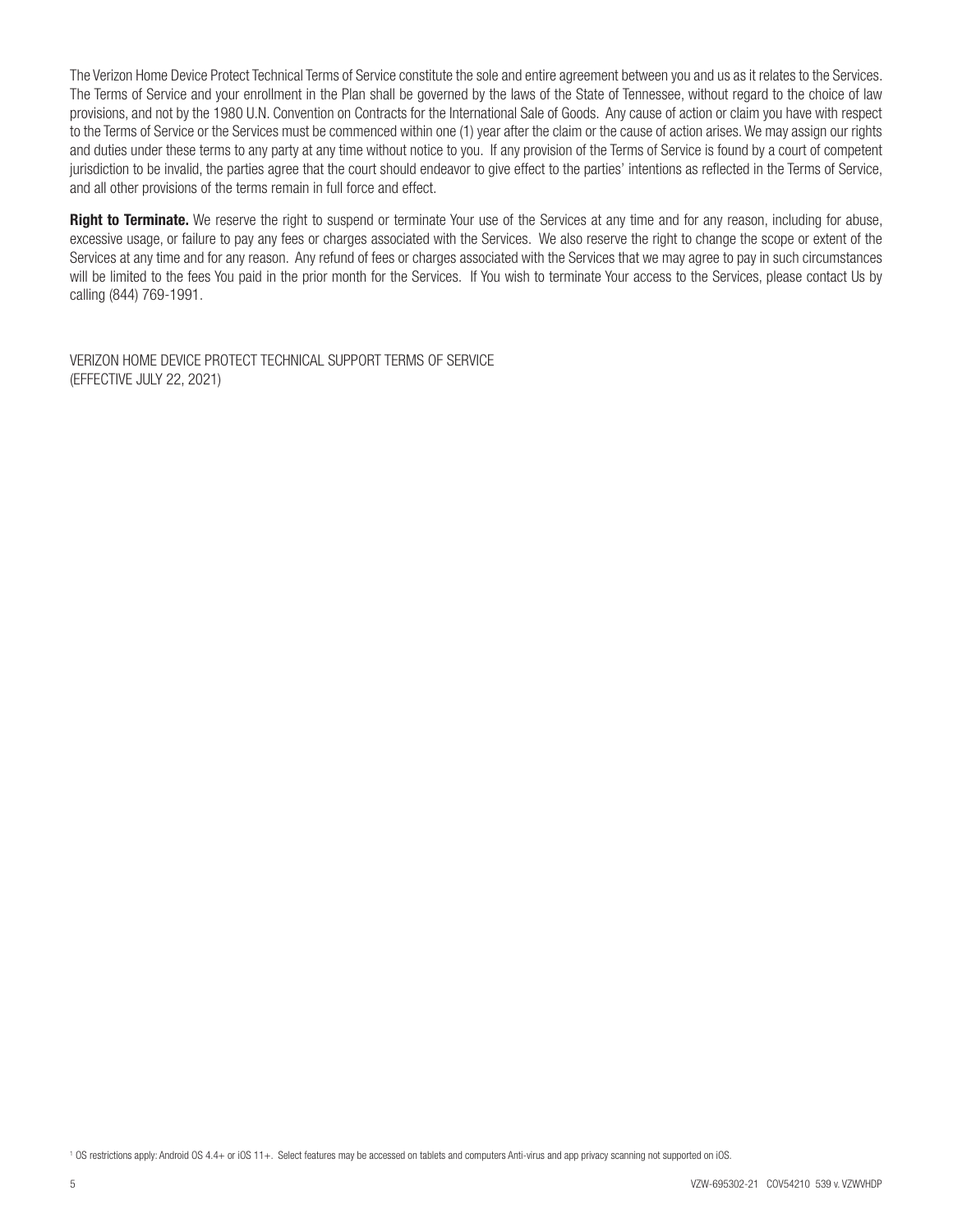The Verizon Home Device Protect Technical Terms of Service constitute the sole and entire agreement between you and us as it relates to the Services. The Terms of Service and your enrollment in the Plan shall be governed by the laws of the State of Tennessee, without regard to the choice of law provisions, and not by the 1980 U.N. Convention on Contracts for the International Sale of Goods. Any cause of action or claim you have with respect to the Terms of Service or the Services must be commenced within one (1) year after the claim or the cause of action arises. We may assign our rights and duties under these terms to any party at any time without notice to you. If any provision of the Terms of Service is found by a court of competent jurisdiction to be invalid, the parties agree that the court should endeavor to give effect to the parties' intentions as reflected in the Terms of Service, and all other provisions of the terms remain in full force and effect.

**Right to Terminate.** We reserve the right to suspend or terminate Your use of the Services at any time and for any reason, including for abuse, excessive usage, or failure to pay any fees or charges associated with the Services. We also reserve the right to change the scope or extent of the Services at any time and for any reason. Any refund of fees or charges associated with the Services that we may agree to pay in such circumstances will be limited to the fees You paid in the prior month for the Services. If You wish to terminate Your access to the Services, please contact Us by calling (844) 769-1991.

VERIZON HOME DEVICE PROTECT TECHNICAL SUPPORT TERMS OF SERVICE
(EFFECTIVE JULY 22, 2021)

[1] OS restrictions apply: Android OS 4.4+ or iOS 11+. Select features may be accessed on tablets and computers Anti-virus and app privacy scanning not supported on iOS.

VZW-695302-21 COV54210 539 v. VZWVHDP